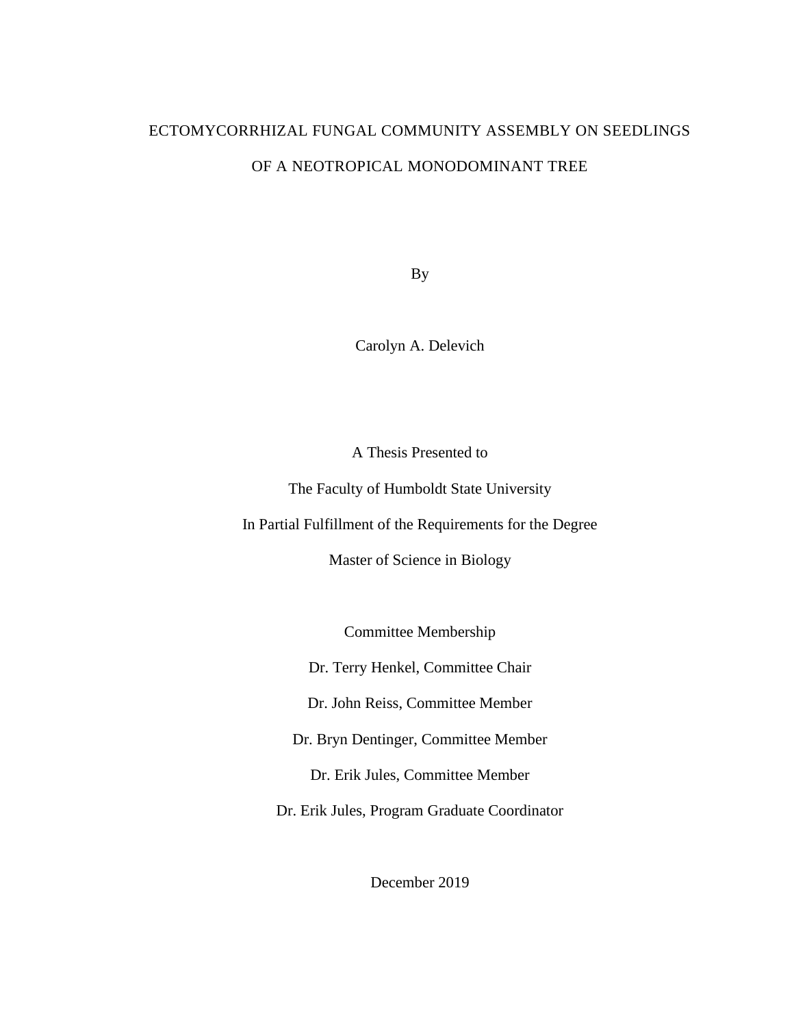# ECTOMYCORRHIZAL FUNGAL COMMUNITY ASSEMBLY ON SEEDLINGS OF A NEOTROPICAL MONODOMINANT TREE

By

Carolyn A. Delevich

A Thesis Presented to

The Faculty of Humboldt State University

In Partial Fulfillment of the Requirements for the Degree

Master of Science in Biology

Committee Membership

Dr. Terry Henkel, Committee Chair

Dr. John Reiss, Committee Member

Dr. Bryn Dentinger, Committee Member

Dr. Erik Jules, Committee Member

Dr. Erik Jules, Program Graduate Coordinator

December 2019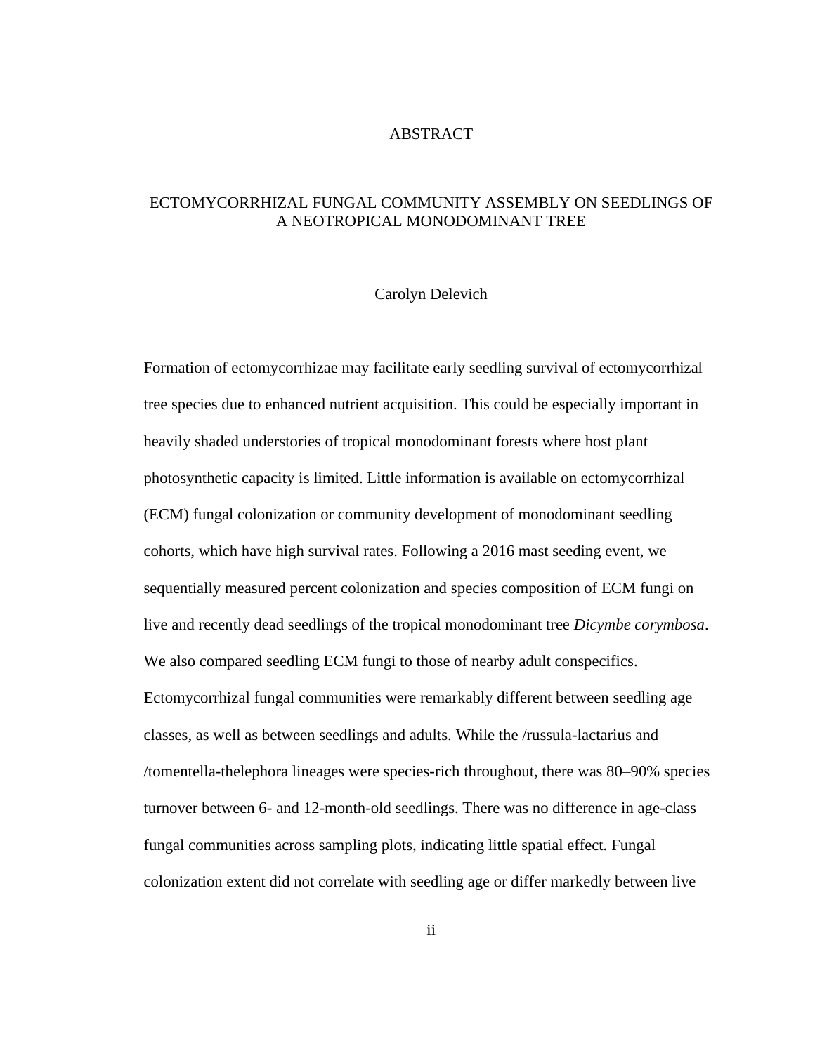# ABSTRACT

## ECTOMYCORRHIZAL FUNGAL COMMUNITY ASSEMBLY ON SEEDLINGS OF A NEOTROPICAL MONODOMINANT TREE

Carolyn Delevich

Formation of ectomycorrhizae may facilitate early seedling survival of ectomycorrhizal tree species due to enhanced nutrient acquisition. This could be especially important in heavily shaded understories of tropical monodominant forests where host plant photosynthetic capacity is limited. Little information is available on ectomycorrhizal (ECM) fungal colonization or community development of monodominant seedling cohorts, which have high survival rates. Following a 2016 mast seeding event, we sequentially measured percent colonization and species composition of ECM fungi on live and recently dead seedlings of the tropical monodominant tree *Dicymbe corymbosa*. We also compared seedling ECM fungi to those of nearby adult conspecifics. Ectomycorrhizal fungal communities were remarkably different between seedling age classes, as well as between seedlings and adults. While the /russula-lactarius and /tomentella-thelephora lineages were species-rich throughout, there was 80–90% species turnover between 6- and 12-month-old seedlings. There was no difference in age-class fungal communities across sampling plots, indicating little spatial effect. Fungal colonization extent did not correlate with seedling age or differ markedly between live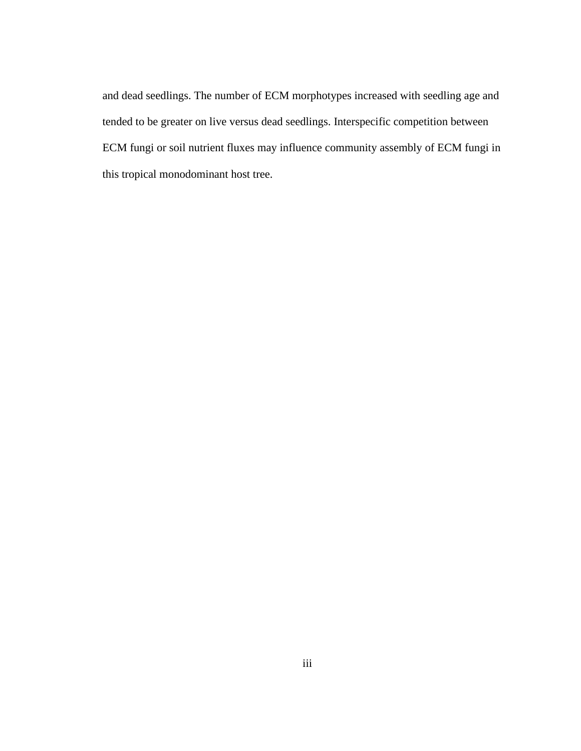and dead seedlings. The number of ECM morphotypes increased with seedling age and tended to be greater on live versus dead seedlings. Interspecific competition between ECM fungi or soil nutrient fluxes may influence community assembly of ECM fungi in this tropical monodominant host tree.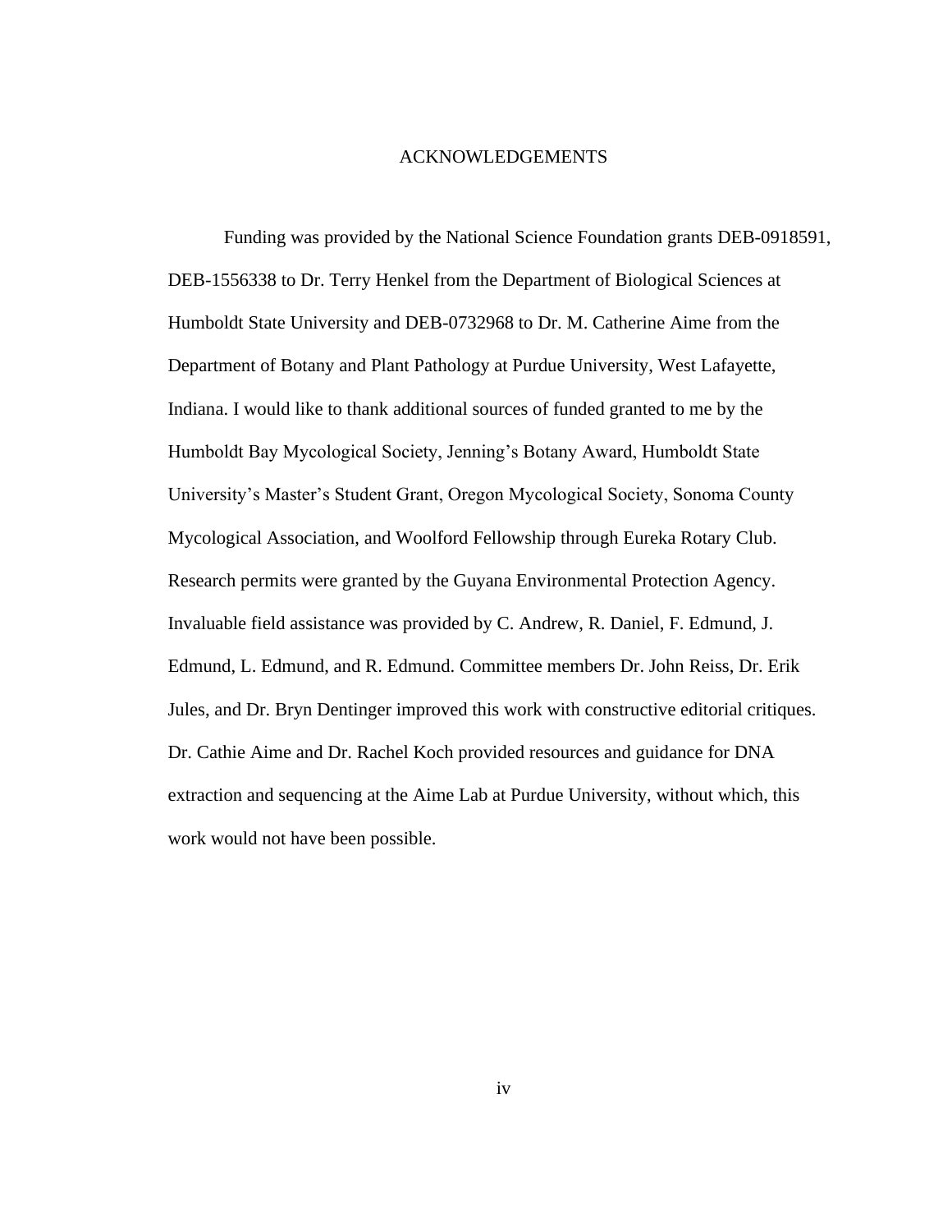# ACKNOWLEDGEMENTS

Funding was provided by the National Science Foundation grants DEB-0918591, DEB-1556338 to Dr. Terry Henkel from the Department of Biological Sciences at Humboldt State University and DEB-0732968 to Dr. M. Catherine Aime from the Department of Botany and Plant Pathology at Purdue University, West Lafayette, Indiana. I would like to thank additional sources of funded granted to me by the Humboldt Bay Mycological Society, Jenning's Botany Award, Humboldt State University's Master's Student Grant, Oregon Mycological Society, Sonoma County Mycological Association, and Woolford Fellowship through Eureka Rotary Club. Research permits were granted by the Guyana Environmental Protection Agency. Invaluable field assistance was provided by C. Andrew, R. Daniel, F. Edmund, J. Edmund, L. Edmund, and R. Edmund. Committee members Dr. John Reiss, Dr. Erik Jules, and Dr. Bryn Dentinger improved this work with constructive editorial critiques. Dr. Cathie Aime and Dr. Rachel Koch provided resources and guidance for DNA extraction and sequencing at the Aime Lab at Purdue University, without which, this work would not have been possible.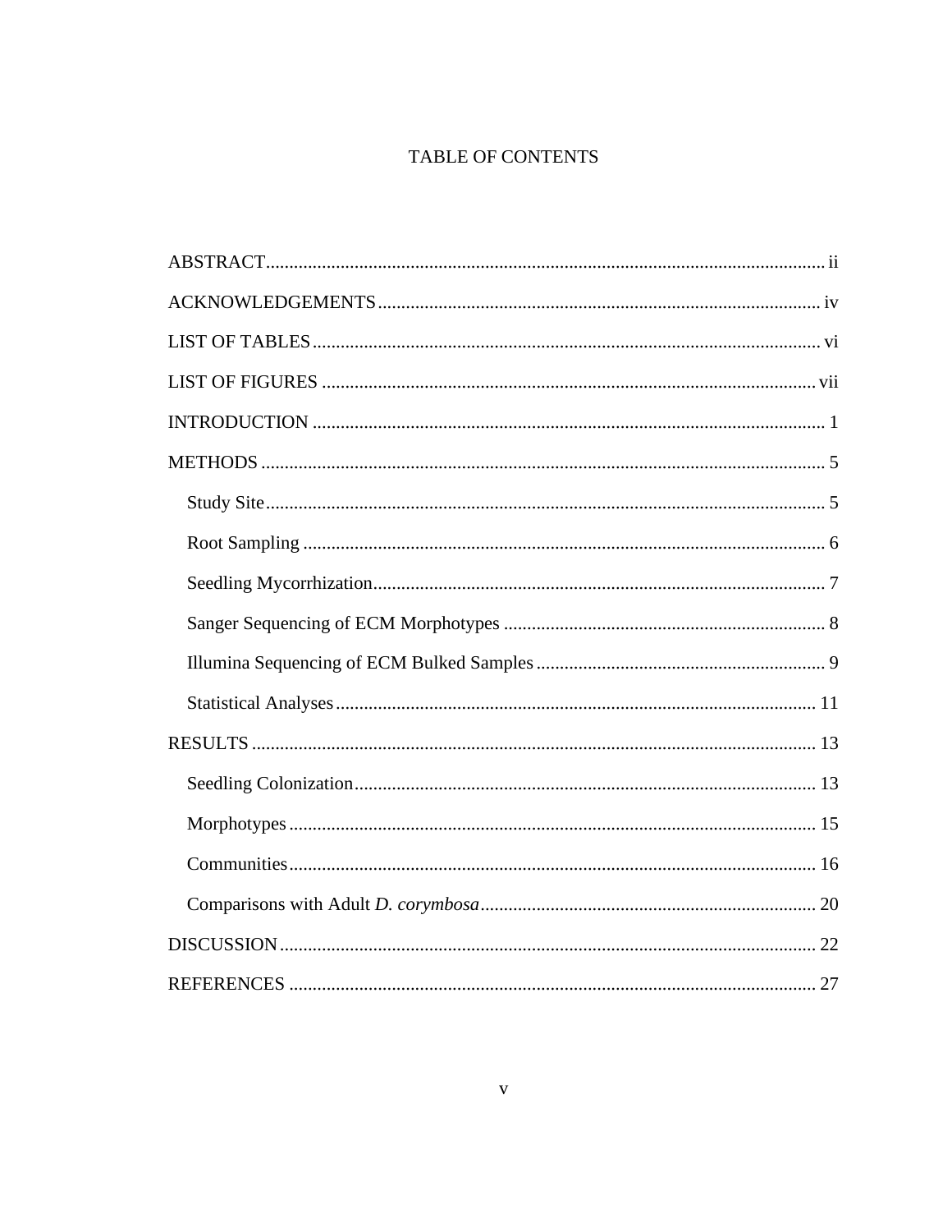# TABLE OF CONTENTS

ABSTRACT .......... ii

ACKNOWLEDGEMENTS .......... iv

LIST OF TABLES .......... vi

LIST OF FIGURES .......... vii

INTRODUCTION .......... 1

METHODS .......... 5

- Study Site .......... 5
- Root Sampling .......... 6
- Seedling Mycorrhization .......... 7
- Sanger Sequencing of ECM Morphotypes .......... 8
- Illumina Sequencing of ECM Bulked Samples .......... 9
- Statistical Analyses .......... 11

RESULTS .......... 13

- Seedling Colonization .......... 13
- Morphotypes .......... 15
- Communities .......... 16
- Comparisons with Adult *D. corymbosa* .......... 20

DISCUSSION .......... 22

REFERENCES .......... 27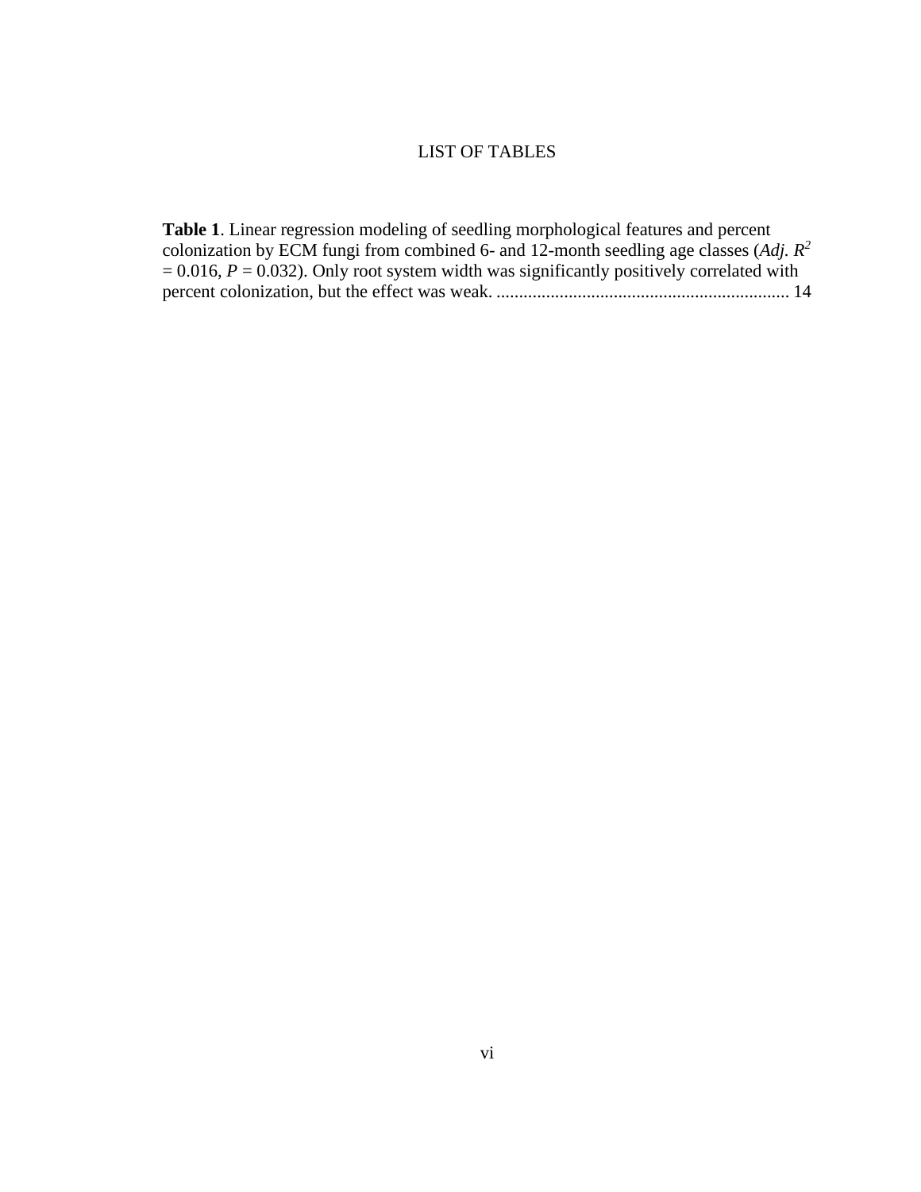# LIST OF TABLES

**Table 1**. Linear regression modeling of seedling morphological features and percent colonization by ECM fungi from combined 6- and 12-month seedling age classes (*Adj.* $R^2$ = 0.016, $P$ = 0.032). Only root system width was significantly positively correlated with percent colonization, but the effect was weak. ................................................................ 14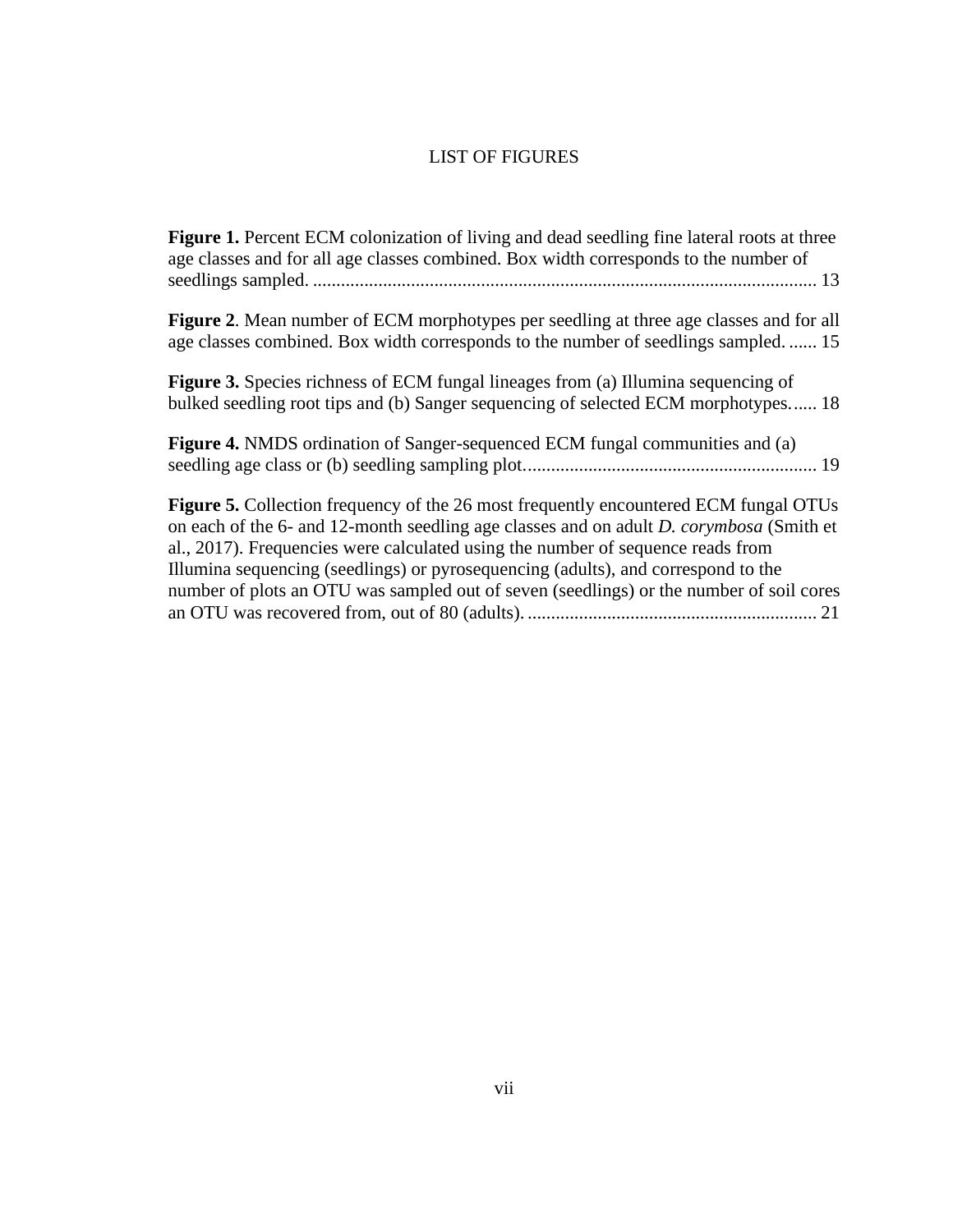# LIST OF FIGURES

**Figure 1.** Percent ECM colonization of living and dead seedling fine lateral roots at three age classes and for all age classes combined. Box width corresponds to the number of seedlings sampled. ............................................................................................................ 13

**Figure 2**. Mean number of ECM morphotypes per seedling at three age classes and for all age classes combined. Box width corresponds to the number of seedlings sampled. ...... 15

**Figure 3.** Species richness of ECM fungal lineages from (a) Illumina sequencing of bulked seedling root tips and (b) Sanger sequencing of selected ECM morphotypes. ..... 18

**Figure 4.** NMDS ordination of Sanger-sequenced ECM fungal communities and (a) seedling age class or (b) seedling sampling plot.............................................................. 19

**Figure 5.** Collection frequency of the 26 most frequently encountered ECM fungal OTUs on each of the 6- and 12-month seedling age classes and on adult *D. corymbosa* (Smith et al., 2017). Frequencies were calculated using the number of sequence reads from Illumina sequencing (seedlings) or pyrosequencing (adults), and correspond to the number of plots an OTU was sampled out of seven (seedlings) or the number of soil cores an OTU was recovered from, out of 80 (adults). ............................................................. 21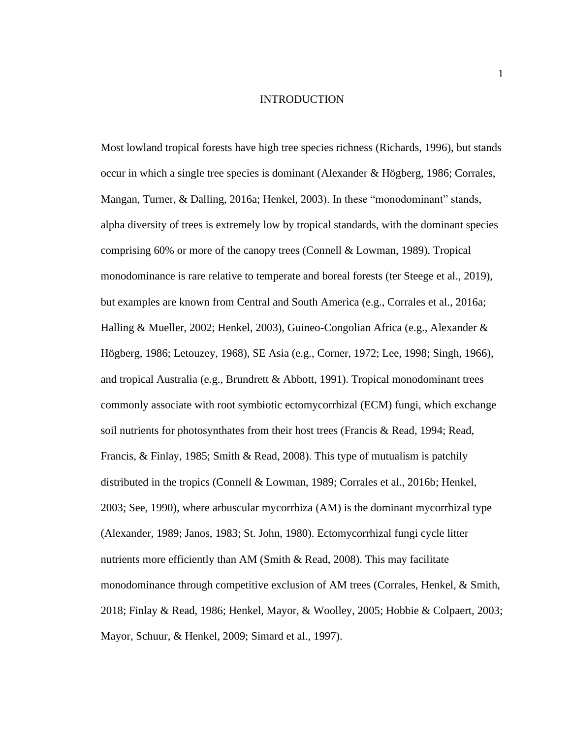# INTRODUCTION

Most lowland tropical forests have high tree species richness (Richards, 1996), but stands occur in which a single tree species is dominant (Alexander & Högberg, 1986; Corrales, Mangan, Turner, & Dalling, 2016a; Henkel, 2003). In these "monodominant" stands, alpha diversity of trees is extremely low by tropical standards, with the dominant species comprising 60% or more of the canopy trees (Connell & Lowman, 1989). Tropical monodominance is rare relative to temperate and boreal forests (ter Steege et al., 2019), but examples are known from Central and South America (e.g., Corrales et al., 2016a; Halling & Mueller, 2002; Henkel, 2003), Guineo-Congolian Africa (e.g., Alexander & Högberg, 1986; Letouzey, 1968), SE Asia (e.g., Corner, 1972; Lee, 1998; Singh, 1966), and tropical Australia (e.g., Brundrett & Abbott, 1991). Tropical monodominant trees commonly associate with root symbiotic ectomycorrhizal (ECM) fungi, which exchange soil nutrients for photosynthates from their host trees (Francis & Read, 1994; Read, Francis, & Finlay, 1985; Smith & Read, 2008). This type of mutualism is patchily distributed in the tropics (Connell & Lowman, 1989; Corrales et al., 2016b; Henkel, 2003; See, 1990), where arbuscular mycorrhiza (AM) is the dominant mycorrhizal type (Alexander, 1989; Janos, 1983; St. John, 1980). Ectomycorrhizal fungi cycle litter nutrients more efficiently than AM (Smith & Read, 2008). This may facilitate monodominance through competitive exclusion of AM trees (Corrales, Henkel, & Smith, 2018; Finlay & Read, 1986; Henkel, Mayor, & Woolley, 2005; Hobbie & Colpaert, 2003; Mayor, Schuur, & Henkel, 2009; Simard et al., 1997).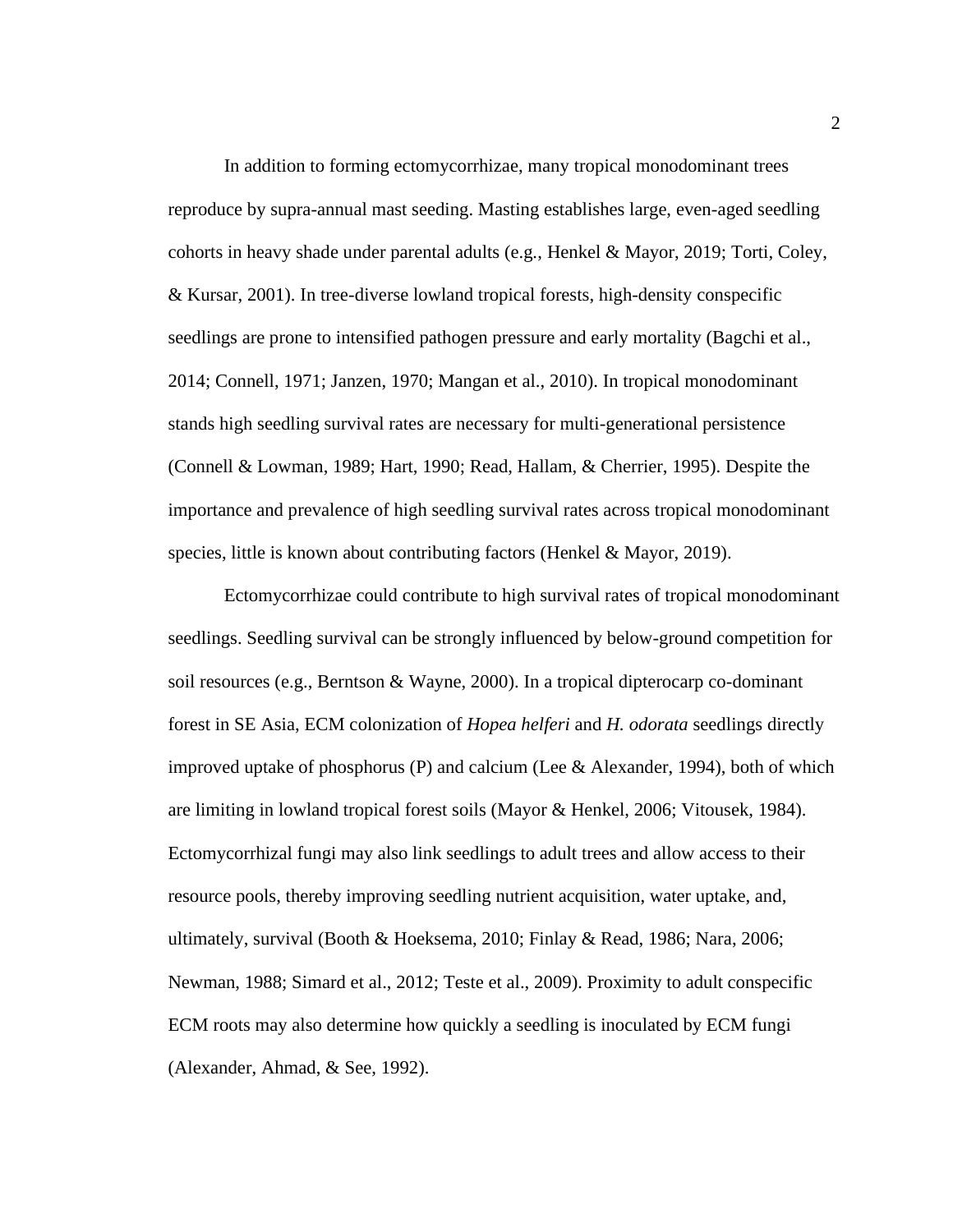In addition to forming ectomycorrhizae, many tropical monodominant trees reproduce by supra-annual mast seeding. Masting establishes large, even-aged seedling cohorts in heavy shade under parental adults (e.g., Henkel & Mayor, 2019; Torti, Coley, & Kursar, 2001). In tree-diverse lowland tropical forests, high-density conspecific seedlings are prone to intensified pathogen pressure and early mortality (Bagchi et al., 2014; Connell, 1971; Janzen, 1970; Mangan et al., 2010). In tropical monodominant stands high seedling survival rates are necessary for multi-generational persistence (Connell & Lowman, 1989; Hart, 1990; Read, Hallam, & Cherrier, 1995). Despite the importance and prevalence of high seedling survival rates across tropical monodominant species, little is known about contributing factors (Henkel & Mayor, 2019).

Ectomycorrhizae could contribute to high survival rates of tropical monodominant seedlings. Seedling survival can be strongly influenced by below-ground competition for soil resources (e.g., Berntson & Wayne, 2000). In a tropical dipterocarp co-dominant forest in SE Asia, ECM colonization of *Hopea helferi* and *H. odorata* seedlings directly improved uptake of phosphorus (P) and calcium (Lee & Alexander, 1994), both of which are limiting in lowland tropical forest soils (Mayor & Henkel, 2006; Vitousek, 1984). Ectomycorrhizal fungi may also link seedlings to adult trees and allow access to their resource pools, thereby improving seedling nutrient acquisition, water uptake, and, ultimately, survival (Booth & Hoeksema, 2010; Finlay & Read, 1986; Nara, 2006; Newman, 1988; Simard et al., 2012; Teste et al., 2009). Proximity to adult conspecific ECM roots may also determine how quickly a seedling is inoculated by ECM fungi (Alexander, Ahmad, & See, 1992).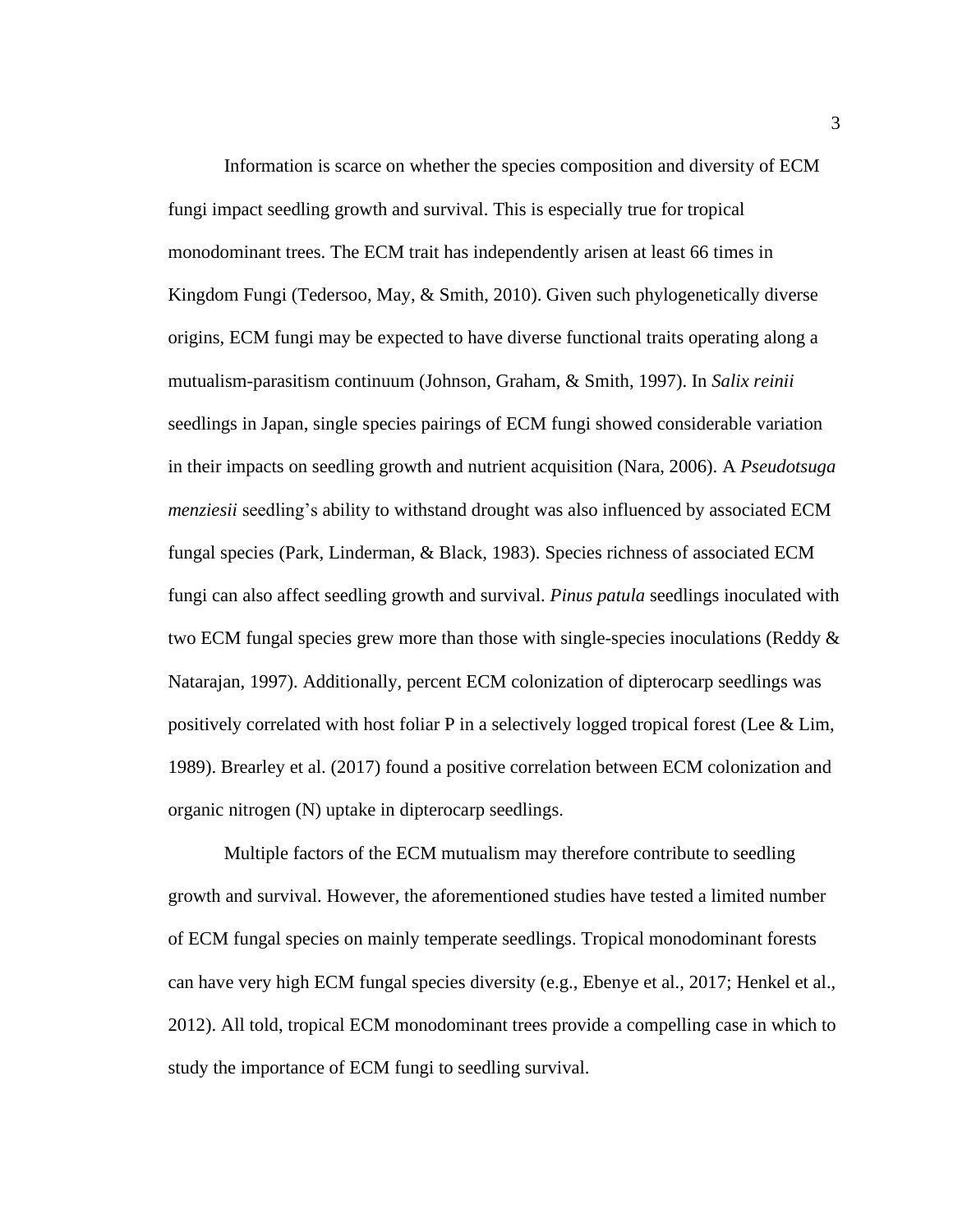Information is scarce on whether the species composition and diversity of ECM fungi impact seedling growth and survival. This is especially true for tropical monodominant trees. The ECM trait has independently arisen at least 66 times in Kingdom Fungi (Tedersoo, May, & Smith, 2010). Given such phylogenetically diverse origins, ECM fungi may be expected to have diverse functional traits operating along a mutualism-parasitism continuum (Johnson, Graham, & Smith, 1997). In *Salix reinii* seedlings in Japan, single species pairings of ECM fungi showed considerable variation in their impacts on seedling growth and nutrient acquisition (Nara, 2006). A *Pseudotsuga menziesii* seedling's ability to withstand drought was also influenced by associated ECM fungal species (Park, Linderman, & Black, 1983). Species richness of associated ECM fungi can also affect seedling growth and survival. *Pinus patula* seedlings inoculated with two ECM fungal species grew more than those with single-species inoculations (Reddy & Natarajan, 1997). Additionally, percent ECM colonization of dipterocarp seedlings was positively correlated with host foliar P in a selectively logged tropical forest (Lee & Lim, 1989). Brearley et al. (2017) found a positive correlation between ECM colonization and organic nitrogen (N) uptake in dipterocarp seedlings.

Multiple factors of the ECM mutualism may therefore contribute to seedling growth and survival. However, the aforementioned studies have tested a limited number of ECM fungal species on mainly temperate seedlings. Tropical monodominant forests can have very high ECM fungal species diversity (e.g., Ebenye et al., 2017; Henkel et al., 2012). All told, tropical ECM monodominant trees provide a compelling case in which to study the importance of ECM fungi to seedling survival.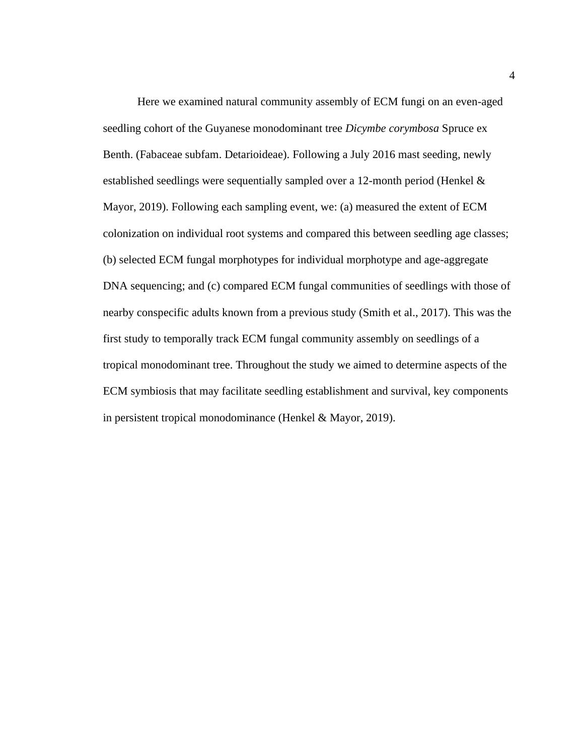Here we examined natural community assembly of ECM fungi on an even-aged seedling cohort of the Guyanese monodominant tree *Dicymbe corymbosa* Spruce ex Benth. (Fabaceae subfam. Detarioideae). Following a July 2016 mast seeding, newly established seedlings were sequentially sampled over a 12-month period (Henkel & Mayor, 2019). Following each sampling event, we: (a) measured the extent of ECM colonization on individual root systems and compared this between seedling age classes; (b) selected ECM fungal morphotypes for individual morphotype and age-aggregate DNA sequencing; and (c) compared ECM fungal communities of seedlings with those of nearby conspecific adults known from a previous study (Smith et al., 2017). This was the first study to temporally track ECM fungal community assembly on seedlings of a tropical monodominant tree. Throughout the study we aimed to determine aspects of the ECM symbiosis that may facilitate seedling establishment and survival, key components in persistent tropical monodominance (Henkel & Mayor, 2019).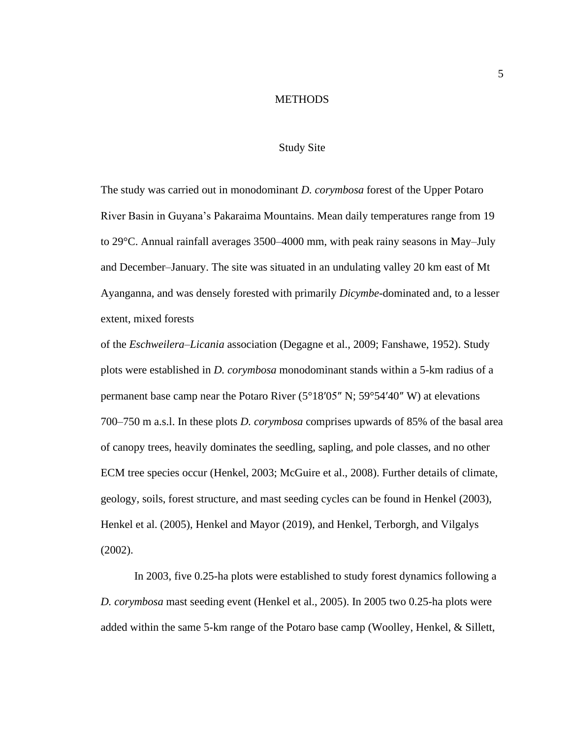# METHODS

## Study Site

The study was carried out in monodominant *D. corymbosa* forest of the Upper Potaro River Basin in Guyana's Pakaraima Mountains. Mean daily temperatures range from 19 to 29°C. Annual rainfall averages 3500–4000 mm, with peak rainy seasons in May–July and December–January. The site was situated in an undulating valley 20 km east of Mt Ayanganna, and was densely forested with primarily *Dicymbe*-dominated and, to a lesser extent, mixed forests of the *Eschweilera*–*Licania* association (Degagne et al., 2009; Fanshawe, 1952). Study plots were established in *D. corymbosa* monodominant stands within a 5-km radius of a permanent base camp near the Potaro River (5°18′05″ N; 59°54′40″ W) at elevations 700–750 m a.s.l. In these plots *D. corymbosa* comprises upwards of 85% of the basal area of canopy trees, heavily dominates the seedling, sapling, and pole classes, and no other ECM tree species occur (Henkel, 2003; McGuire et al., 2008). Further details of climate, geology, soils, forest structure, and mast seeding cycles can be found in Henkel (2003), Henkel et al. (2005), Henkel and Mayor (2019), and Henkel, Terborgh, and Vilgalys (2002).

In 2003, five 0.25-ha plots were established to study forest dynamics following a *D. corymbosa* mast seeding event (Henkel et al., 2005). In 2005 two 0.25-ha plots were added within the same 5-km range of the Potaro base camp (Woolley, Henkel, & Sillett,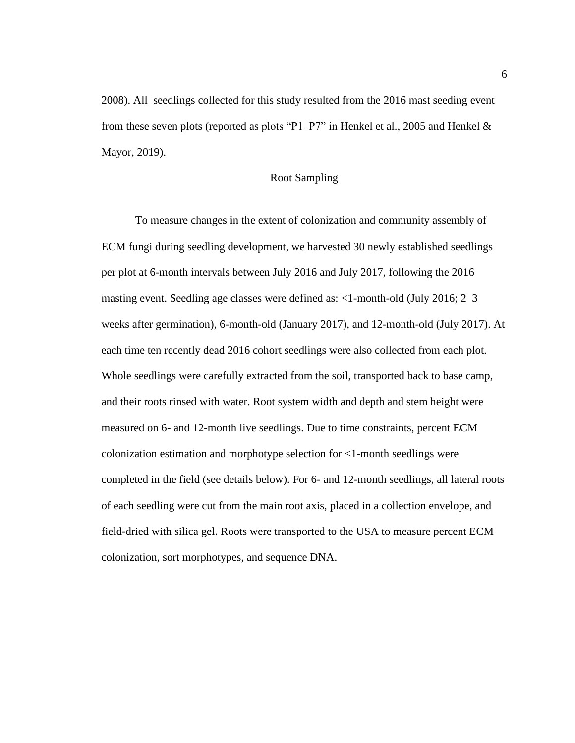2008). All seedlings collected for this study resulted from the 2016 mast seeding event from these seven plots (reported as plots "P1–P7" in Henkel et al., 2005 and Henkel & Mayor, 2019).

## Root Sampling

To measure changes in the extent of colonization and community assembly of ECM fungi during seedling development, we harvested 30 newly established seedlings per plot at 6-month intervals between July 2016 and July 2017, following the 2016 masting event. Seedling age classes were defined as: <1-month-old (July 2016; 2–3 weeks after germination), 6-month-old (January 2017), and 12-month-old (July 2017). At each time ten recently dead 2016 cohort seedlings were also collected from each plot. Whole seedlings were carefully extracted from the soil, transported back to base camp, and their roots rinsed with water. Root system width and depth and stem height were measured on 6- and 12-month live seedlings. Due to time constraints, percent ECM colonization estimation and morphotype selection for <1-month seedlings were completed in the field (see details below). For 6- and 12-month seedlings, all lateral roots of each seedling were cut from the main root axis, placed in a collection envelope, and field-dried with silica gel. Roots were transported to the USA to measure percent ECM colonization, sort morphotypes, and sequence DNA.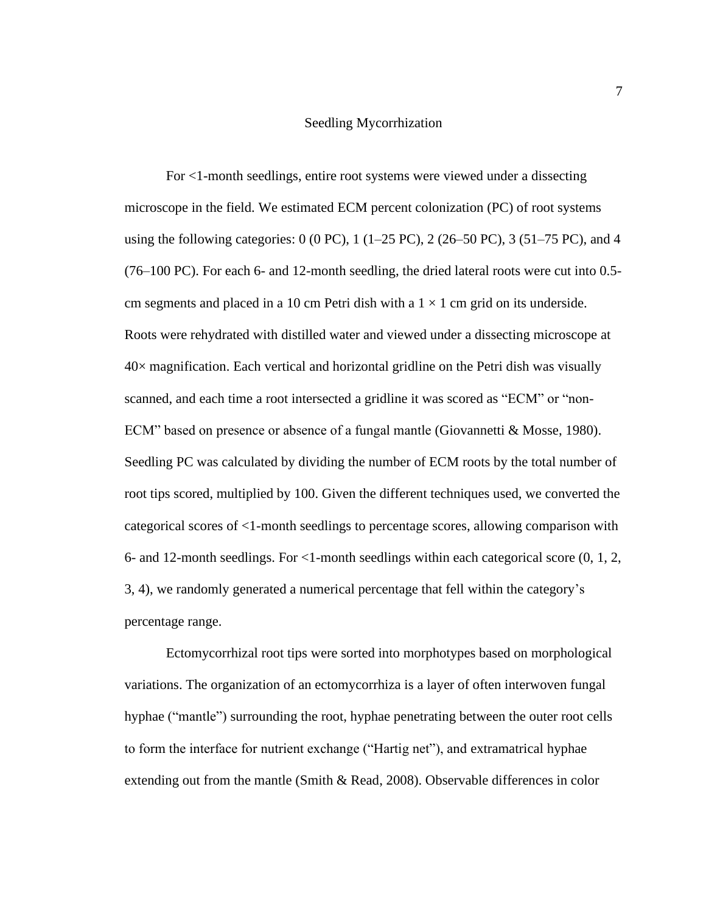## Seedling Mycorrhization

For <1-month seedlings, entire root systems were viewed under a dissecting microscope in the field. We estimated ECM percent colonization (PC) of root systems using the following categories: 0 (0 PC), 1 (1–25 PC), 2 (26–50 PC), 3 (51–75 PC), and 4 (76–100 PC). For each 6- and 12-month seedling, the dried lateral roots were cut into 0.5-cm segments and placed in a 10 cm Petri dish with a 1 × 1 cm grid on its underside. Roots were rehydrated with distilled water and viewed under a dissecting microscope at 40× magnification. Each vertical and horizontal gridline on the Petri dish was visually scanned, and each time a root intersected a gridline it was scored as "ECM" or "non-ECM" based on presence or absence of a fungal mantle (Giovannetti & Mosse, 1980). Seedling PC was calculated by dividing the number of ECM roots by the total number of root tips scored, multiplied by 100. Given the different techniques used, we converted the categorical scores of <1-month seedlings to percentage scores, allowing comparison with 6- and 12-month seedlings. For <1-month seedlings within each categorical score (0, 1, 2, 3, 4), we randomly generated a numerical percentage that fell within the category's percentage range.

Ectomycorrhizal root tips were sorted into morphotypes based on morphological variations. The organization of an ectomycorrhiza is a layer of often interwoven fungal hyphae ("mantle") surrounding the root, hyphae penetrating between the outer root cells to form the interface for nutrient exchange ("Hartig net"), and extramatrical hyphae extending out from the mantle (Smith & Read, 2008). Observable differences in color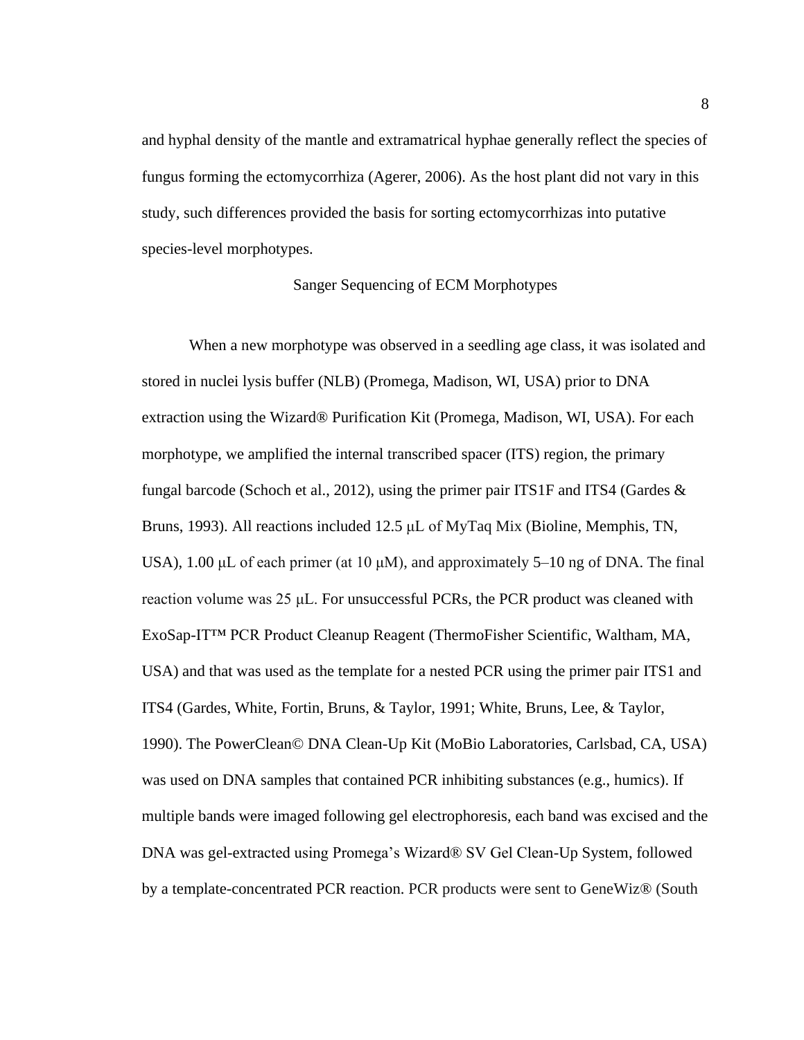and hyphal density of the mantle and extramatrical hyphae generally reflect the species of fungus forming the ectomycorrhiza (Agerer, 2006). As the host plant did not vary in this study, such differences provided the basis for sorting ectomycorrhizas into putative species-level morphotypes.

## Sanger Sequencing of ECM Morphotypes

When a new morphotype was observed in a seedling age class, it was isolated and stored in nuclei lysis buffer (NLB) (Promega, Madison, WI, USA) prior to DNA extraction using the Wizard® Purification Kit (Promega, Madison, WI, USA). For each morphotype, we amplified the internal transcribed spacer (ITS) region, the primary fungal barcode (Schoch et al., 2012), using the primer pair ITS1F and ITS4 (Gardes & Bruns, 1993). All reactions included 12.5 μL of MyTaq Mix (Bioline, Memphis, TN, USA), 1.00 μL of each primer (at 10 μM), and approximately 5–10 ng of DNA. The final reaction volume was 25 μL. For unsuccessful PCRs, the PCR product was cleaned with ExoSap-IT™ PCR Product Cleanup Reagent (ThermoFisher Scientific, Waltham, MA, USA) and that was used as the template for a nested PCR using the primer pair ITS1 and ITS4 (Gardes, White, Fortin, Bruns, & Taylor, 1991; White, Bruns, Lee, & Taylor, 1990). The PowerClean© DNA Clean-Up Kit (MoBio Laboratories, Carlsbad, CA, USA) was used on DNA samples that contained PCR inhibiting substances (e.g., humics). If multiple bands were imaged following gel electrophoresis, each band was excised and the DNA was gel-extracted using Promega's Wizard® SV Gel Clean-Up System, followed by a template-concentrated PCR reaction. PCR products were sent to GeneWiz® (South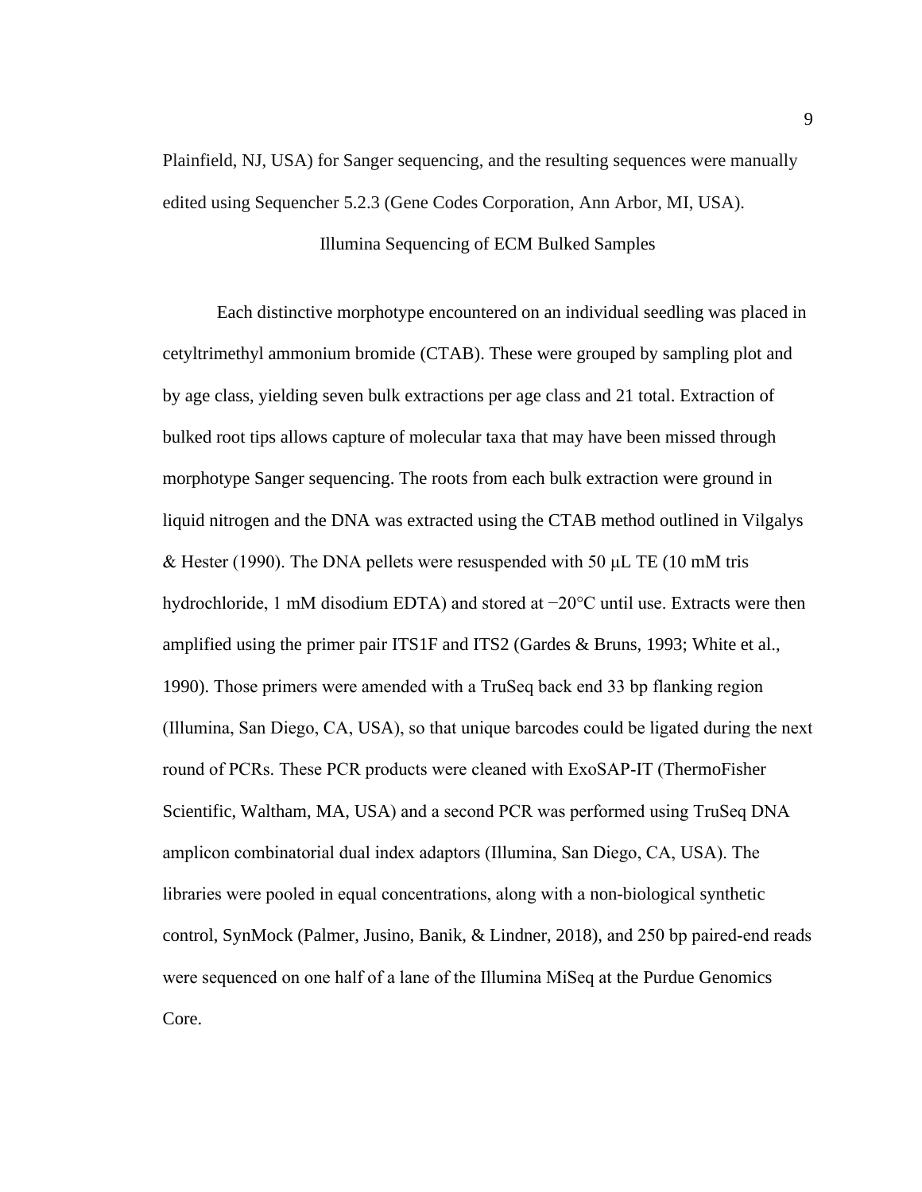Plainfield, NJ, USA) for Sanger sequencing, and the resulting sequences were manually edited using Sequencher 5.2.3 (Gene Codes Corporation, Ann Arbor, MI, USA).

## Illumina Sequencing of ECM Bulked Samples

Each distinctive morphotype encountered on an individual seedling was placed in cetyltrimethyl ammonium bromide (CTAB). These were grouped by sampling plot and by age class, yielding seven bulk extractions per age class and 21 total. Extraction of bulked root tips allows capture of molecular taxa that may have been missed through morphotype Sanger sequencing. The roots from each bulk extraction were ground in liquid nitrogen and the DNA was extracted using the CTAB method outlined in Vilgalys & Hester (1990). The DNA pellets were resuspended with 50 μL TE (10 mM tris hydrochloride, 1 mM disodium EDTA) and stored at −20°C until use. Extracts were then amplified using the primer pair ITS1F and ITS2 (Gardes & Bruns, 1993; White et al., 1990). Those primers were amended with a TruSeq back end 33 bp flanking region (Illumina, San Diego, CA, USA), so that unique barcodes could be ligated during the next round of PCRs. These PCR products were cleaned with ExoSAP-IT (ThermoFisher Scientific, Waltham, MA, USA) and a second PCR was performed using TruSeq DNA amplicon combinatorial dual index adaptors (Illumina, San Diego, CA, USA). The libraries were pooled in equal concentrations, along with a non-biological synthetic control, SynMock (Palmer, Jusino, Banik, & Lindner, 2018), and 250 bp paired-end reads were sequenced on one half of a lane of the Illumina MiSeq at the Purdue Genomics Core.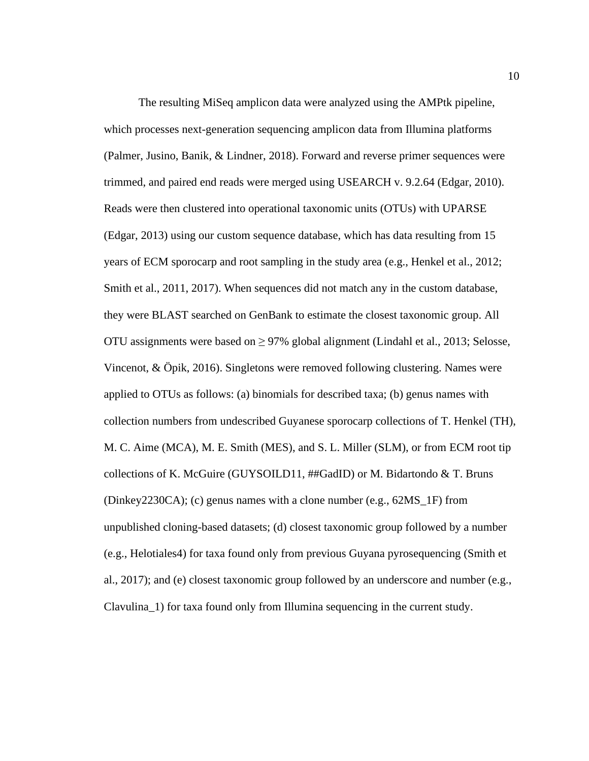The resulting MiSeq amplicon data were analyzed using the AMPtk pipeline, which processes next-generation sequencing amplicon data from Illumina platforms (Palmer, Jusino, Banik, & Lindner, 2018). Forward and reverse primer sequences were trimmed, and paired end reads were merged using USEARCH v. 9.2.64 (Edgar, 2010). Reads were then clustered into operational taxonomic units (OTUs) with UPARSE (Edgar, 2013) using our custom sequence database, which has data resulting from 15 years of ECM sporocarp and root sampling in the study area (e.g., Henkel et al., 2012; Smith et al., 2011, 2017). When sequences did not match any in the custom database, they were BLAST searched on GenBank to estimate the closest taxonomic group. All OTU assignments were based on ≥ 97% global alignment (Lindahl et al., 2013; Selosse, Vincenot, & Öpik, 2016). Singletons were removed following clustering. Names were applied to OTUs as follows: (a) binomials for described taxa; (b) genus names with collection numbers from undescribed Guyanese sporocarp collections of T. Henkel (TH), M. C. Aime (MCA), M. E. Smith (MES), and S. L. Miller (SLM), or from ECM root tip collections of K. McGuire (GUYSOILD11, ##GadID) or M. Bidartondo & T. Bruns (Dinkey2230CA); (c) genus names with a clone number (e.g., 62MS_1F) from unpublished cloning-based datasets; (d) closest taxonomic group followed by a number (e.g., Helotiales4) for taxa found only from previous Guyana pyrosequencing (Smith et al., 2017); and (e) closest taxonomic group followed by an underscore and number (e.g., Clavulina_1) for taxa found only from Illumina sequencing in the current study.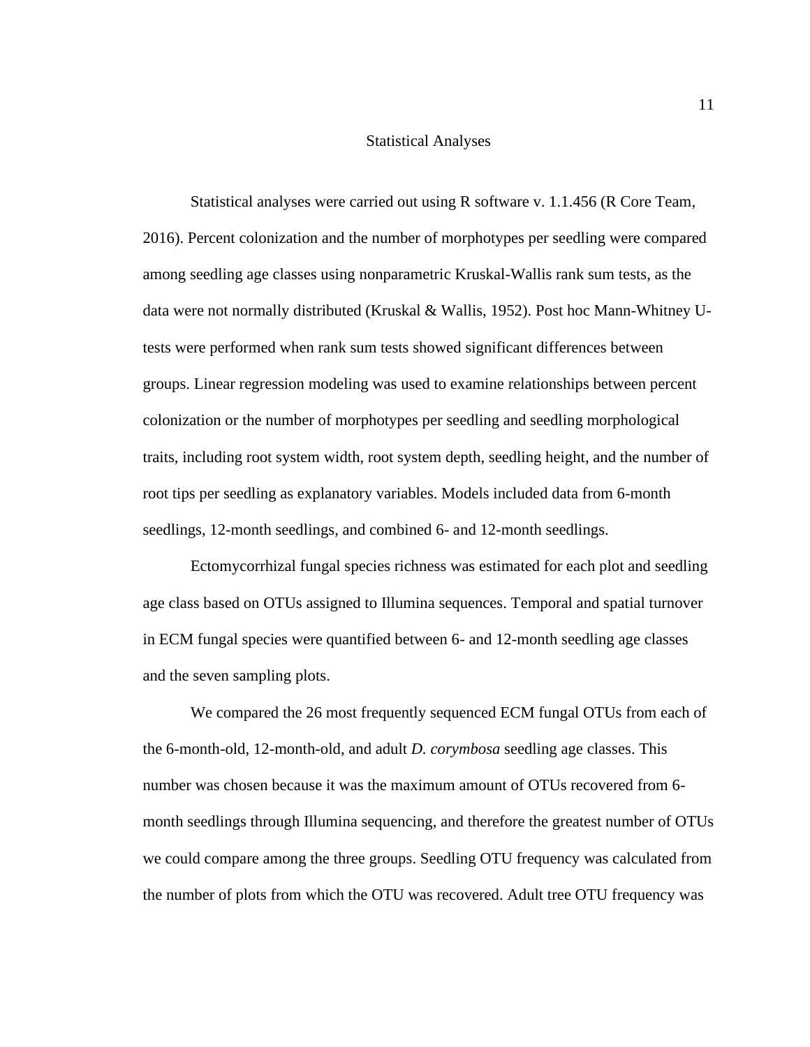## Statistical Analyses

Statistical analyses were carried out using R software v. 1.1.456 (R Core Team, 2016). Percent colonization and the number of morphotypes per seedling were compared among seedling age classes using nonparametric Kruskal-Wallis rank sum tests, as the data were not normally distributed (Kruskal & Wallis, 1952). Post hoc Mann-Whitney U-tests were performed when rank sum tests showed significant differences between groups. Linear regression modeling was used to examine relationships between percent colonization or the number of morphotypes per seedling and seedling morphological traits, including root system width, root system depth, seedling height, and the number of root tips per seedling as explanatory variables. Models included data from 6-month seedlings, 12-month seedlings, and combined 6- and 12-month seedlings.

Ectomycorrhizal fungal species richness was estimated for each plot and seedling age class based on OTUs assigned to Illumina sequences. Temporal and spatial turnover in ECM fungal species were quantified between 6- and 12-month seedling age classes and the seven sampling plots.

We compared the 26 most frequently sequenced ECM fungal OTUs from each of the 6-month-old, 12-month-old, and adult *D. corymbosa* seedling age classes. This number was chosen because it was the maximum amount of OTUs recovered from 6-month seedlings through Illumina sequencing, and therefore the greatest number of OTUs we could compare among the three groups. Seedling OTU frequency was calculated from the number of plots from which the OTU was recovered. Adult tree OTU frequency was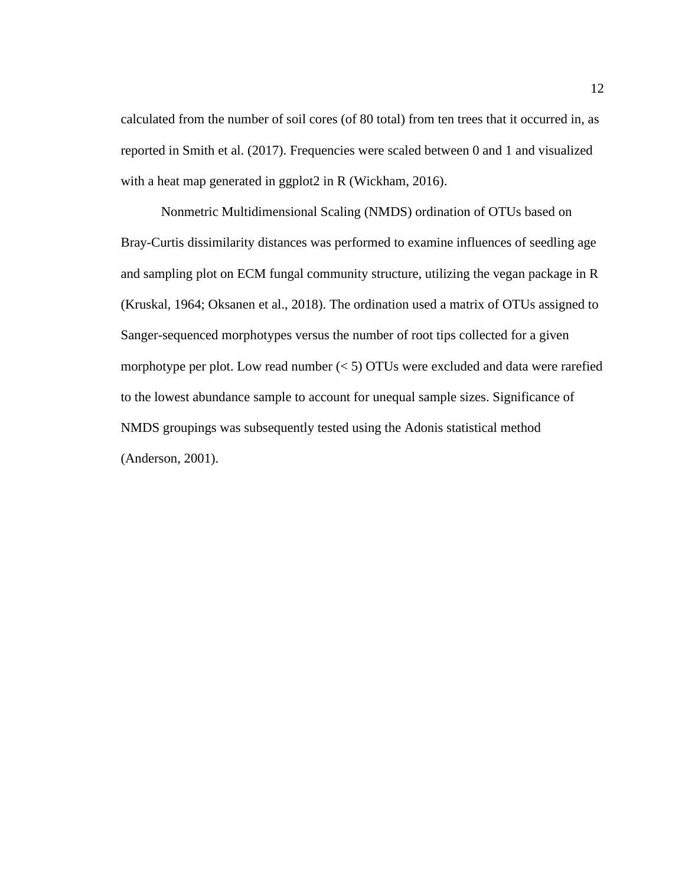calculated from the number of soil cores (of 80 total) from ten trees that it occurred in, as reported in Smith et al. (2017). Frequencies were scaled between 0 and 1 and visualized with a heat map generated in ggplot2 in R (Wickham, 2016).

Nonmetric Multidimensional Scaling (NMDS) ordination of OTUs based on Bray-Curtis dissimilarity distances was performed to examine influences of seedling age and sampling plot on ECM fungal community structure, utilizing the vegan package in R (Kruskal, 1964; Oksanen et al., 2018). The ordination used a matrix of OTUs assigned to Sanger-sequenced morphotypes versus the number of root tips collected for a given morphotype per plot. Low read number (< 5) OTUs were excluded and data were rarefied to the lowest abundance sample to account for unequal sample sizes. Significance of NMDS groupings was subsequently tested using the Adonis statistical method (Anderson, 2001).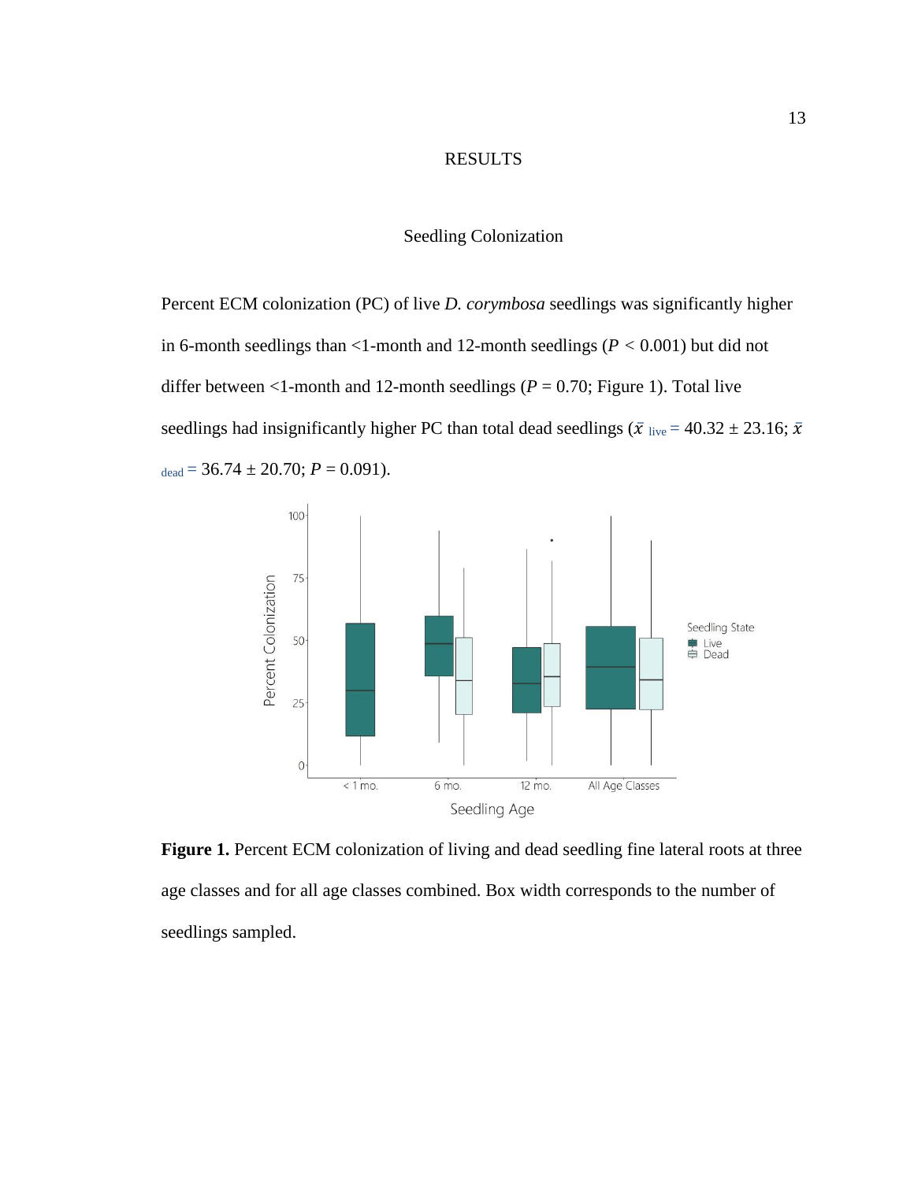# RESULTS

## Seedling Colonization

Percent ECM colonization (PC) of live *D. corymbosa* seedlings was significantly higher in 6-month seedlings than <1-month and 12-month seedlings ($P < 0.001$) but did not differ between <1-month and 12-month seedlings ($P = 0.70$; Figure 1). Total live seedlings had insignificantly higher PC than total dead seedlings ($\bar{x}_{live} = 40.32 \pm 23.16$; $\bar{x}_{dead} = 36.74 \pm 20.70$; $P = 0.091$).

**Figure 1.** Percent ECM colonization of living and dead seedling fine lateral roots at three age classes and for all age classes combined. Box width corresponds to the number of seedlings sampled.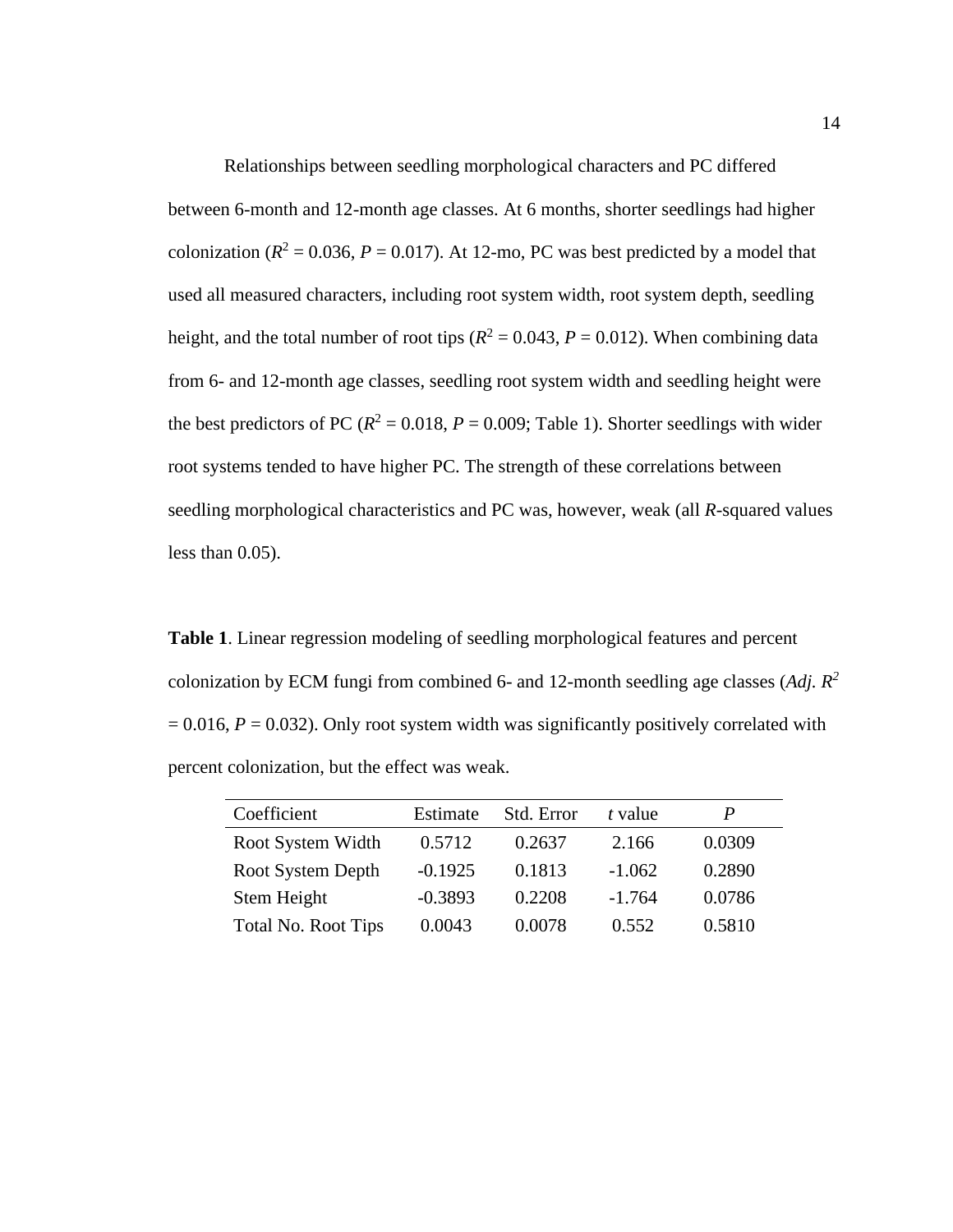Relationships between seedling morphological characters and PC differed between 6-month and 12-month age classes. At 6 months, shorter seedlings had higher colonization ($R^2 = 0.036$, $P = 0.017$). At 12-mo, PC was best predicted by a model that used all measured characters, including root system width, root system depth, seedling height, and the total number of root tips ($R^2 = 0.043$, $P = 0.012$). When combining data from 6- and 12-month age classes, seedling root system width and seedling height were the best predictors of PC ($R^2 = 0.018$, $P = 0.009$; Table 1). Shorter seedlings with wider root systems tended to have higher PC. The strength of these correlations between seedling morphological characteristics and PC was, however, weak (all *R*-squared values less than 0.05).

**Table 1**. Linear regression modeling of seedling morphological features and percent colonization by ECM fungi from combined 6- and 12-month seedling age classes (*Adj.* $R^2 = 0.016$, $P = 0.032$). Only root system width was significantly positively correlated with percent colonization, but the effect was weak.

| Coefficient | Estimate | Std. Error | *t* value | *P* |
|---|---|---|---|---|
| Root System Width | 0.5712 | 0.2637 | 2.166 | 0.0309 |
| Root System Depth | -0.1925 | 0.1813 | -1.062 | 0.2890 |
| Stem Height | -0.3893 | 0.2208 | -1.764 | 0.0786 |
| Total No. Root Tips | 0.0043 | 0.0078 | 0.552 | 0.5810 |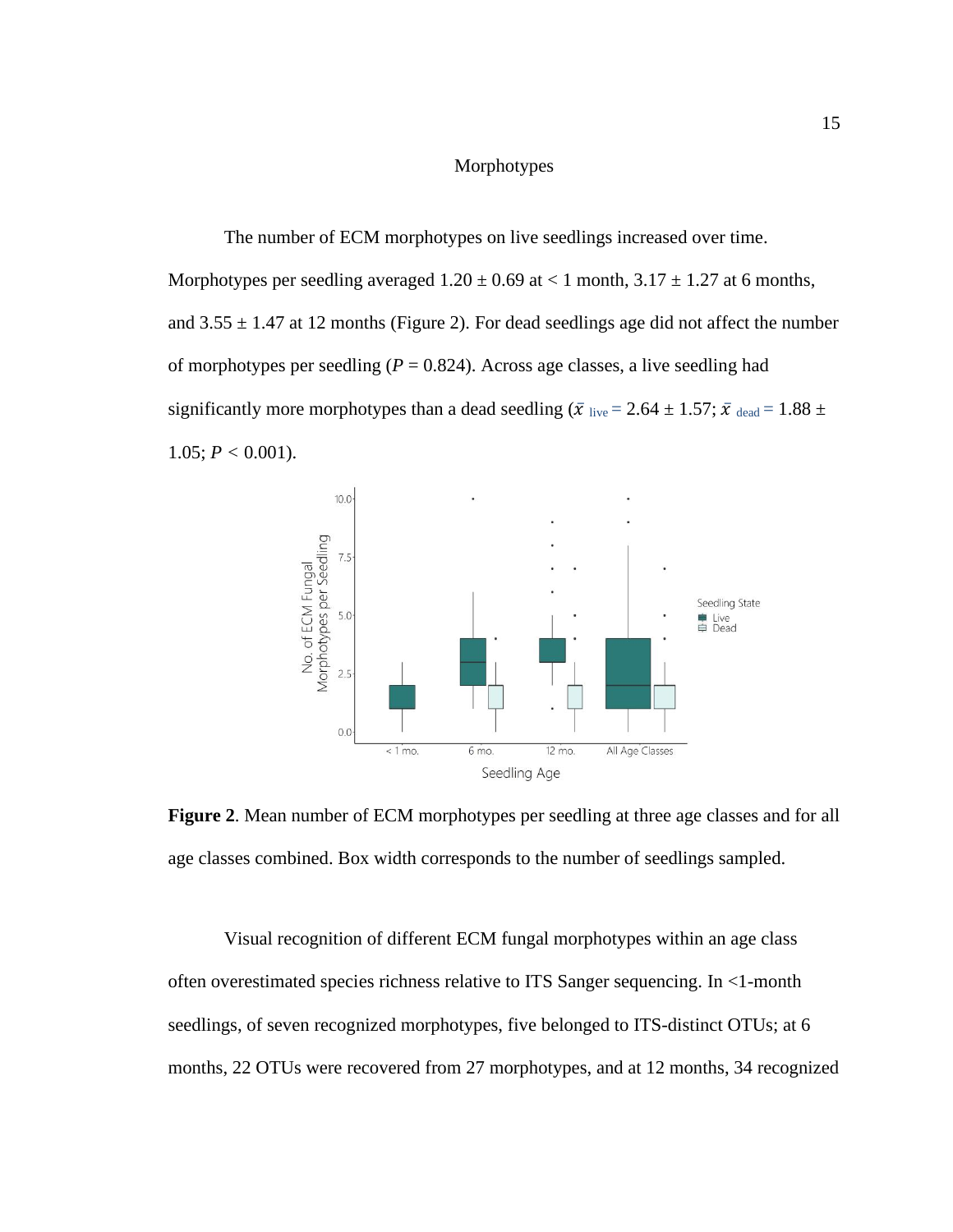## Morphotypes

The number of ECM morphotypes on live seedlings increased over time. Morphotypes per seedling averaged 1.20 ± 0.69 at < 1 month, 3.17 ± 1.27 at 6 months, and 3.55 ± 1.47 at 12 months (Figure 2). For dead seedlings age did not affect the number of morphotypes per seedling ($P$ = 0.824). Across age classes, a live seedling had significantly more morphotypes than a dead seedling ($\bar{x}_{\text{live}} = 2.64 \pm 1.57$; $\bar{x}_{\text{dead}} = 1.88 \pm 1.05$; $P < 0.001$).

**Figure 2**. Mean number of ECM morphotypes per seedling at three age classes and for all age classes combined. Box width corresponds to the number of seedlings sampled.

Visual recognition of different ECM fungal morphotypes within an age class often overestimated species richness relative to ITS Sanger sequencing. In <1-month seedlings, of seven recognized morphotypes, five belonged to ITS-distinct OTUs; at 6 months, 22 OTUs were recovered from 27 morphotypes, and at 12 months, 34 recognized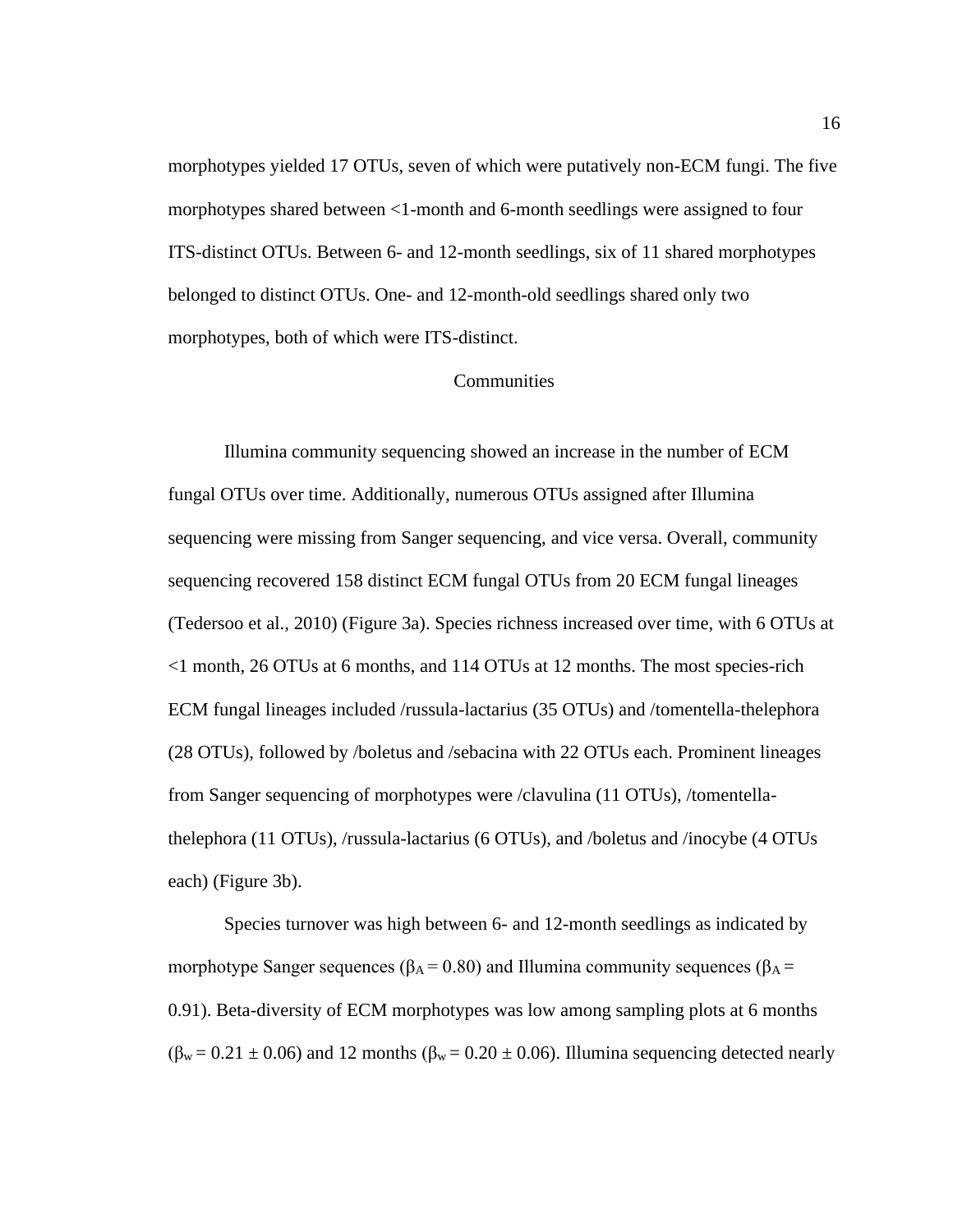morphotypes yielded 17 OTUs, seven of which were putatively non-ECM fungi. The five morphotypes shared between <1-month and 6-month seedlings were assigned to four ITS-distinct OTUs. Between 6- and 12-month seedlings, six of 11 shared morphotypes belonged to distinct OTUs. One- and 12-month-old seedlings shared only two morphotypes, both of which were ITS-distinct.

## Communities

Illumina community sequencing showed an increase in the number of ECM fungal OTUs over time. Additionally, numerous OTUs assigned after Illumina sequencing were missing from Sanger sequencing, and vice versa. Overall, community sequencing recovered 158 distinct ECM fungal OTUs from 20 ECM fungal lineages (Tedersoo et al., 2010) (Figure 3a). Species richness increased over time, with 6 OTUs at <1 month, 26 OTUs at 6 months, and 114 OTUs at 12 months. The most species-rich ECM fungal lineages included /russula-lactarius (35 OTUs) and /tomentella-thelephora (28 OTUs), followed by /boletus and /sebacina with 22 OTUs each. Prominent lineages from Sanger sequencing of morphotypes were /clavulina (11 OTUs), /tomentella-thelephora (11 OTUs), /russula-lactarius (6 OTUs), and /boletus and /inocybe (4 OTUs each) (Figure 3b).

Species turnover was high between 6- and 12-month seedlings as indicated by morphotype Sanger sequences ($\beta_A = 0.80$) and Illumina community sequences ($\beta_A = 0.91$). Beta-diversity of ECM morphotypes was low among sampling plots at 6 months ($\beta_w = 0.21 \pm 0.06$) and 12 months ($\beta_w = 0.20 \pm 0.06$). Illumina sequencing detected nearly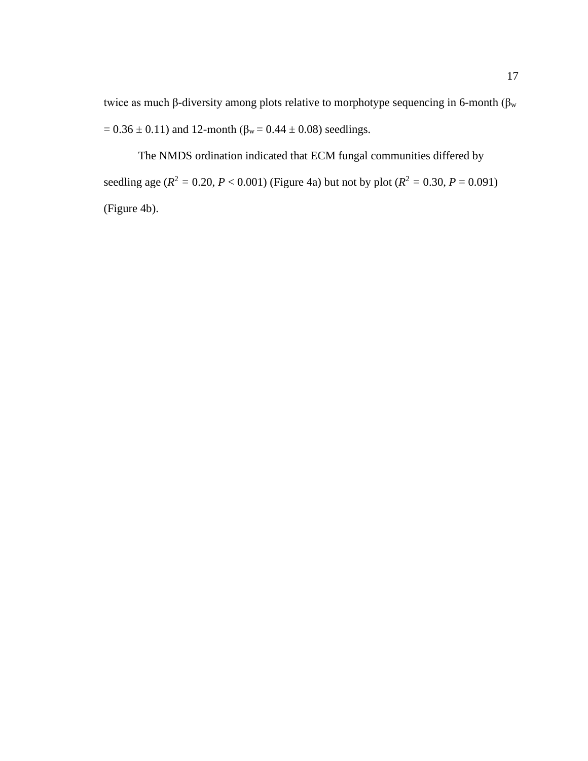twice as much β-diversity among plots relative to morphotype sequencing in 6-month ($\beta_w$ = 0.36 ± 0.11) and 12-month ($\beta_w$ = 0.44 ± 0.08) seedlings.

The NMDS ordination indicated that ECM fungal communities differed by seedling age ($R^2$ = 0.20, $P$ < 0.001) (Figure 4a) but not by plot ($R^2$ = 0.30, $P$ = 0.091) (Figure 4b).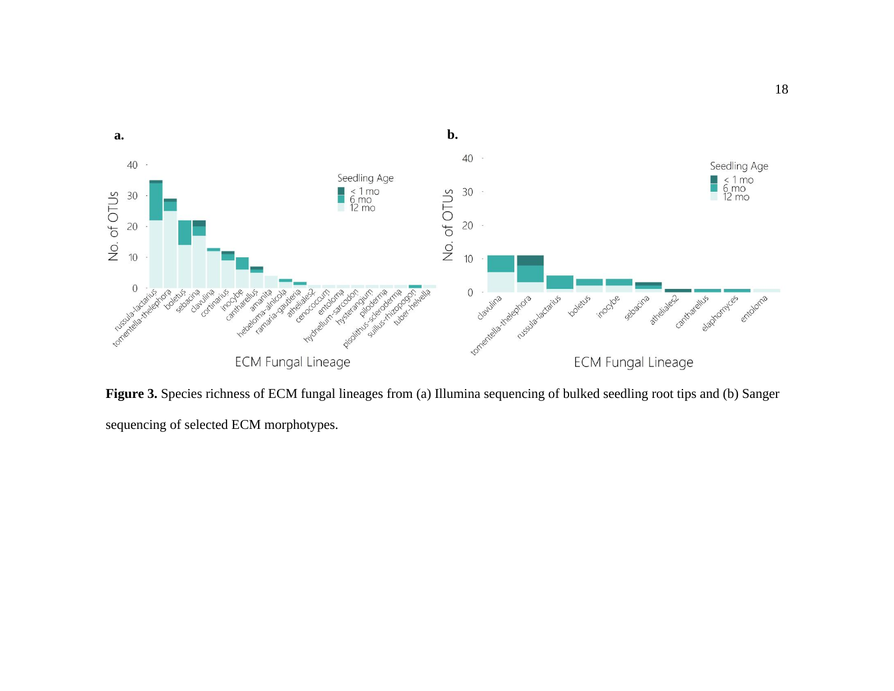**Figure 3.** Species richness of ECM fungal lineages from (a) Illumina sequencing of bulked seedling root tips and (b) Sanger sequencing of selected ECM morphotypes.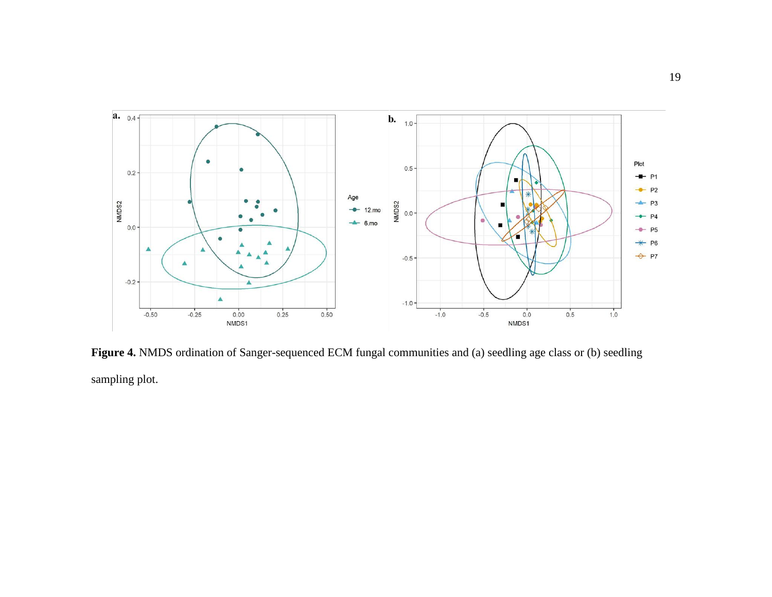**Figure 4.** NMDS ordination of Sanger-sequenced ECM fungal communities and (a) seedling age class or (b) seedling sampling plot.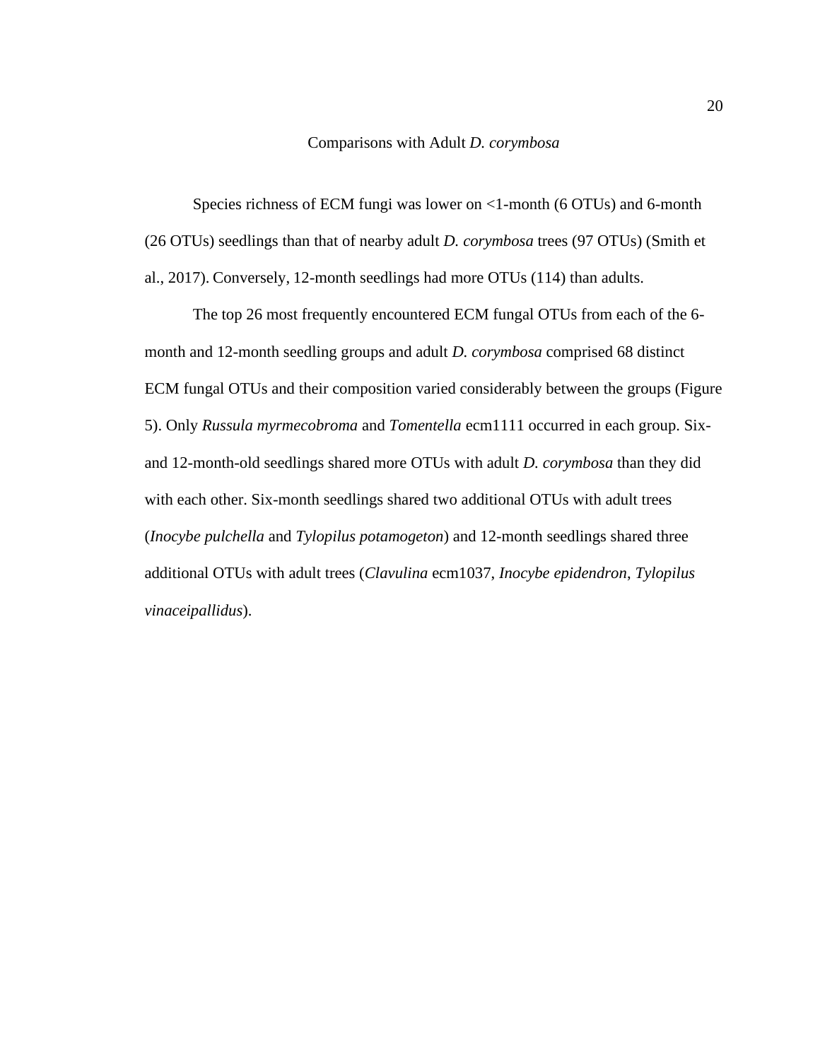## Comparisons with Adult *D. corymbosa*

Species richness of ECM fungi was lower on <1-month (6 OTUs) and 6-month (26 OTUs) seedlings than that of nearby adult *D. corymbosa* trees (97 OTUs) (Smith et al., 2017). Conversely, 12-month seedlings had more OTUs (114) than adults.

The top 26 most frequently encountered ECM fungal OTUs from each of the 6-month and 12-month seedling groups and adult *D. corymbosa* comprised 68 distinct ECM fungal OTUs and their composition varied considerably between the groups (Figure 5). Only *Russula myrmecobroma* and *Tomentella* ecm1111 occurred in each group. Six- and 12-month-old seedlings shared more OTUs with adult *D. corymbosa* than they did with each other. Six-month seedlings shared two additional OTUs with adult trees (*Inocybe pulchella* and *Tylopilus potamogeton*) and 12-month seedlings shared three additional OTUs with adult trees (*Clavulina* ecm1037, *Inocybe epidendron*, *Tylopilus vinaceipallidus*).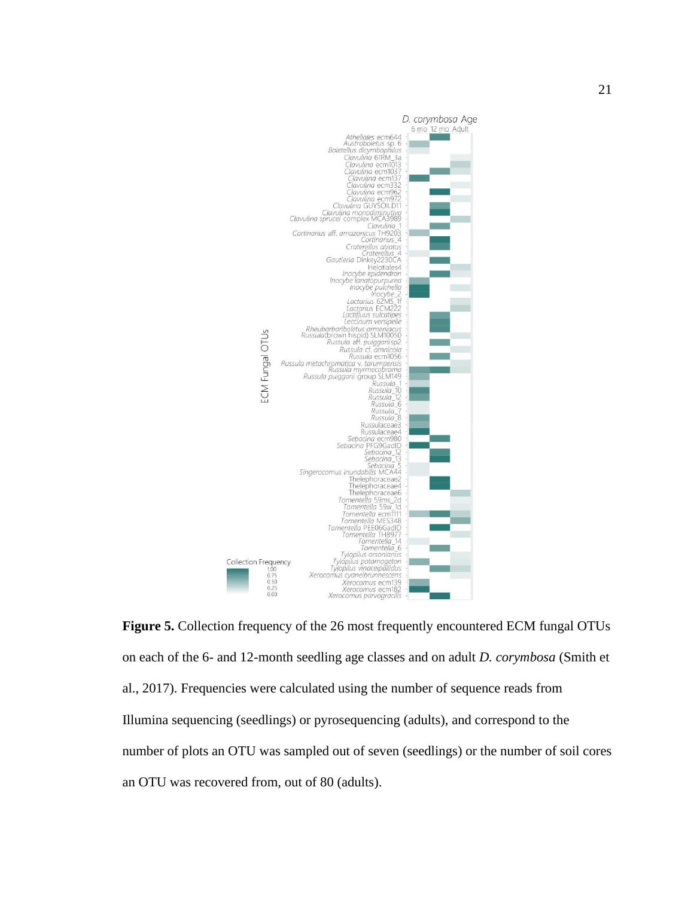**Figure 5.** Collection frequency of the 26 most frequently encountered ECM fungal OTUs on each of the 6- and 12-month seedling age classes and on adult *D. corymbosa* (Smith et al., 2017). Frequencies were calculated using the number of sequence reads from Illumina sequencing (seedlings) or pyrosequencing (adults), and correspond to the number of plots an OTU was sampled out of seven (seedlings) or the number of soil cores an OTU was recovered from, out of 80 (adults).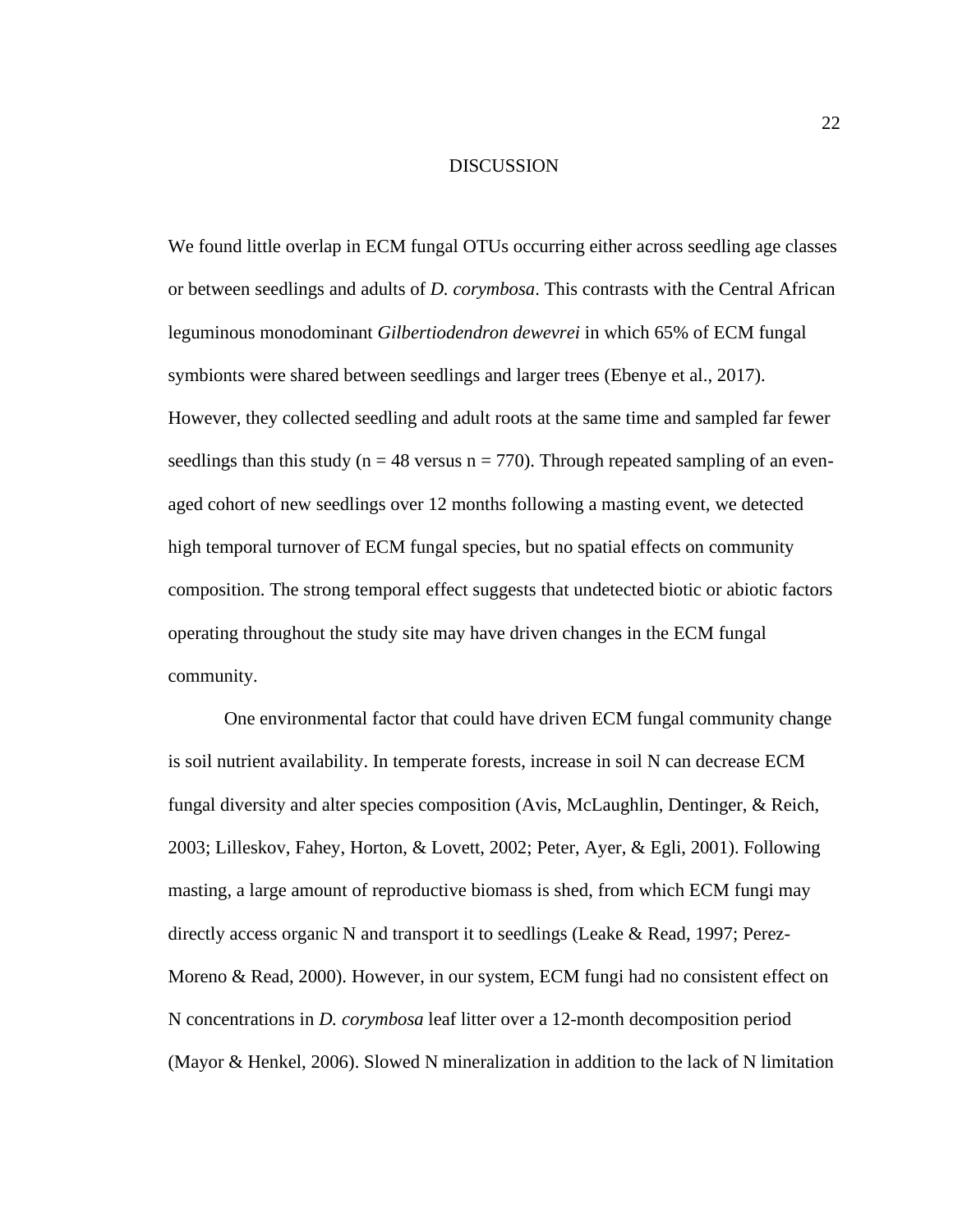# DISCUSSION

We found little overlap in ECM fungal OTUs occurring either across seedling age classes or between seedlings and adults of *D. corymbosa*. This contrasts with the Central African leguminous monodominant *Gilbertiodendron dewevrei* in which 65% of ECM fungal symbionts were shared between seedlings and larger trees (Ebenye et al., 2017). However, they collected seedling and adult roots at the same time and sampled far fewer seedlings than this study ($n = 48$ versus $n = 770$). Through repeated sampling of an even-aged cohort of new seedlings over 12 months following a masting event, we detected high temporal turnover of ECM fungal species, but no spatial effects on community composition. The strong temporal effect suggests that undetected biotic or abiotic factors operating throughout the study site may have driven changes in the ECM fungal community.

One environmental factor that could have driven ECM fungal community change is soil nutrient availability. In temperate forests, increase in soil N can decrease ECM fungal diversity and alter species composition (Avis, McLaughlin, Dentinger, & Reich, 2003; Lilleskov, Fahey, Horton, & Lovett, 2002; Peter, Ayer, & Egli, 2001). Following masting, a large amount of reproductive biomass is shed, from which ECM fungi may directly access organic N and transport it to seedlings (Leake & Read, 1997; Perez-Moreno & Read, 2000). However, in our system, ECM fungi had no consistent effect on N concentrations in *D. corymbosa* leaf litter over a 12-month decomposition period (Mayor & Henkel, 2006). Slowed N mineralization in addition to the lack of N limitation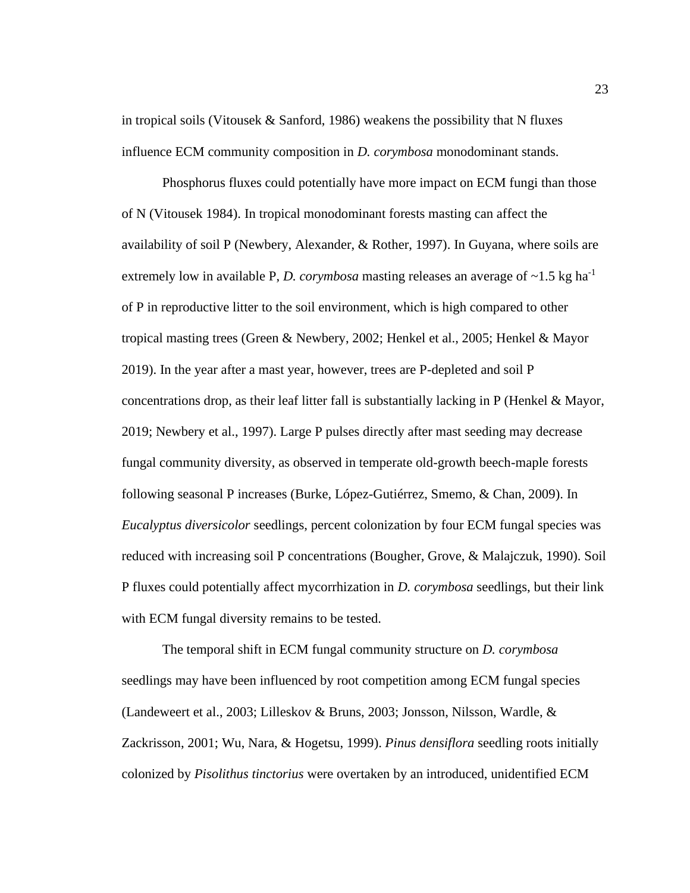in tropical soils (Vitousek & Sanford, 1986) weakens the possibility that N fluxes influence ECM community composition in *D. corymbosa* monodominant stands.

Phosphorus fluxes could potentially have more impact on ECM fungi than those of N (Vitousek 1984). In tropical monodominant forests masting can affect the availability of soil P (Newbery, Alexander, & Rother, 1997). In Guyana, where soils are extremely low in available P, *D. corymbosa* masting releases an average of ~1.5 kg ha$^{-1}$ of P in reproductive litter to the soil environment, which is high compared to other tropical masting trees (Green & Newbery, 2002; Henkel et al., 2005; Henkel & Mayor 2019). In the year after a mast year, however, trees are P-depleted and soil P concentrations drop, as their leaf litter fall is substantially lacking in P (Henkel & Mayor, 2019; Newbery et al., 1997). Large P pulses directly after mast seeding may decrease fungal community diversity, as observed in temperate old-growth beech-maple forests following seasonal P increases (Burke, López-Gutiérrez, Smemo, & Chan, 2009). In *Eucalyptus diversicolor* seedlings, percent colonization by four ECM fungal species was reduced with increasing soil P concentrations (Bougher, Grove, & Malajczuk, 1990). Soil P fluxes could potentially affect mycorrhization in *D. corymbosa* seedlings, but their link with ECM fungal diversity remains to be tested.

The temporal shift in ECM fungal community structure on *D. corymbosa* seedlings may have been influenced by root competition among ECM fungal species (Landeweert et al., 2003; Lilleskov & Bruns, 2003; Jonsson, Nilsson, Wardle, & Zackrisson, 2001; Wu, Nara, & Hogetsu, 1999). *Pinus densiflora* seedling roots initially colonized by *Pisolithus tinctorius* were overtaken by an introduced, unidentified ECM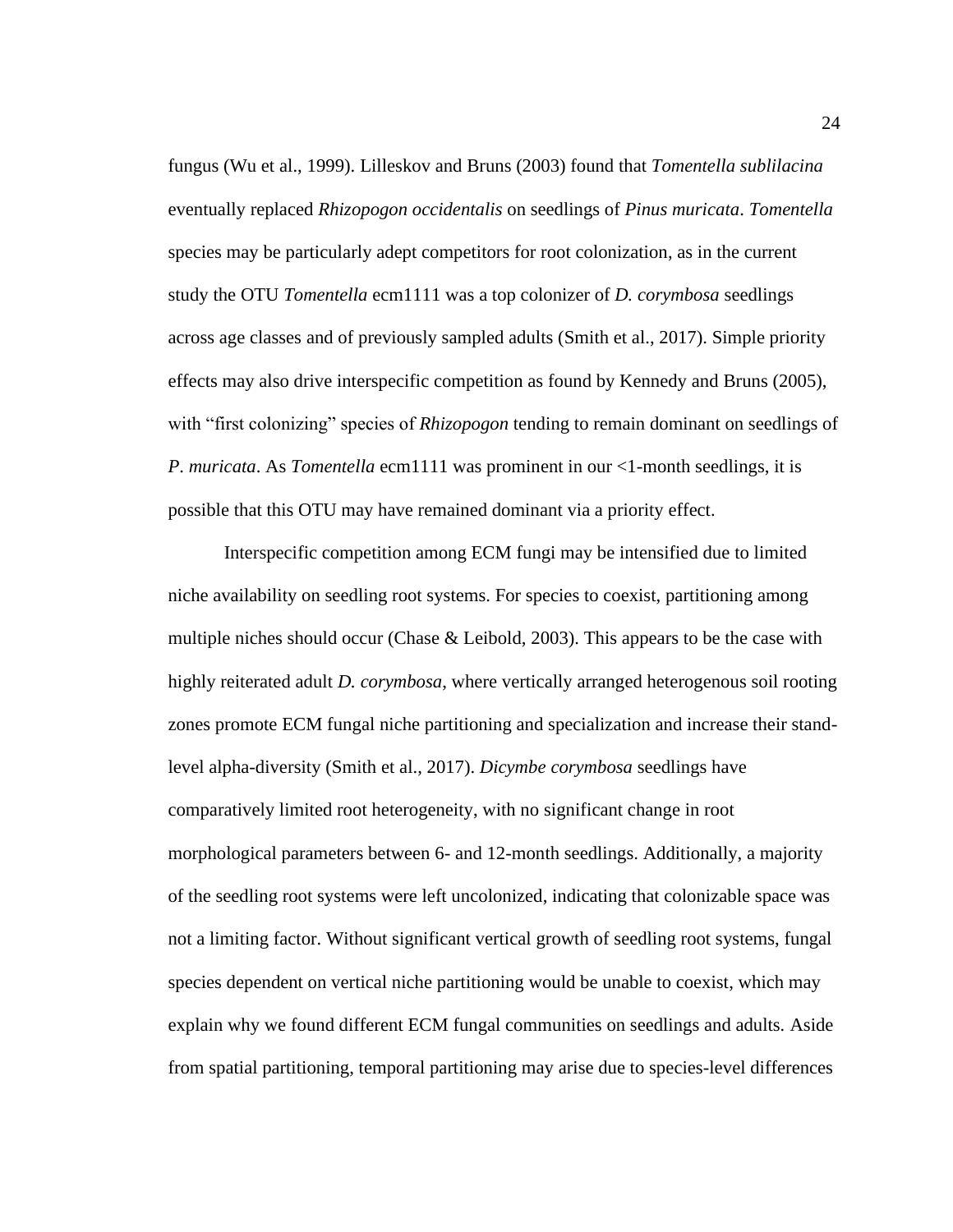fungus (Wu et al., 1999). Lilleskov and Bruns (2003) found that *Tomentella sublilacina* eventually replaced *Rhizopogon occidentalis* on seedlings of *Pinus muricata*. *Tomentella* species may be particularly adept competitors for root colonization, as in the current study the OTU *Tomentella* ecm1111 was a top colonizer of *D. corymbosa* seedlings across age classes and of previously sampled adults (Smith et al., 2017). Simple priority effects may also drive interspecific competition as found by Kennedy and Bruns (2005), with "first colonizing" species of *Rhizopogon* tending to remain dominant on seedlings of *P*. *muricata*. As *Tomentella* ecm1111 was prominent in our <1-month seedlings, it is possible that this OTU may have remained dominant via a priority effect.

Interspecific competition among ECM fungi may be intensified due to limited niche availability on seedling root systems. For species to coexist, partitioning among multiple niches should occur (Chase & Leibold, 2003). This appears to be the case with highly reiterated adult *D. corymbosa*, where vertically arranged heterogenous soil rooting zones promote ECM fungal niche partitioning and specialization and increase their stand-level alpha-diversity (Smith et al., 2017). *Dicymbe corymbosa* seedlings have comparatively limited root heterogeneity, with no significant change in root morphological parameters between 6- and 12-month seedlings. Additionally, a majority of the seedling root systems were left uncolonized, indicating that colonizable space was not a limiting factor. Without significant vertical growth of seedling root systems, fungal species dependent on vertical niche partitioning would be unable to coexist, which may explain why we found different ECM fungal communities on seedlings and adults. Aside from spatial partitioning, temporal partitioning may arise due to species-level differences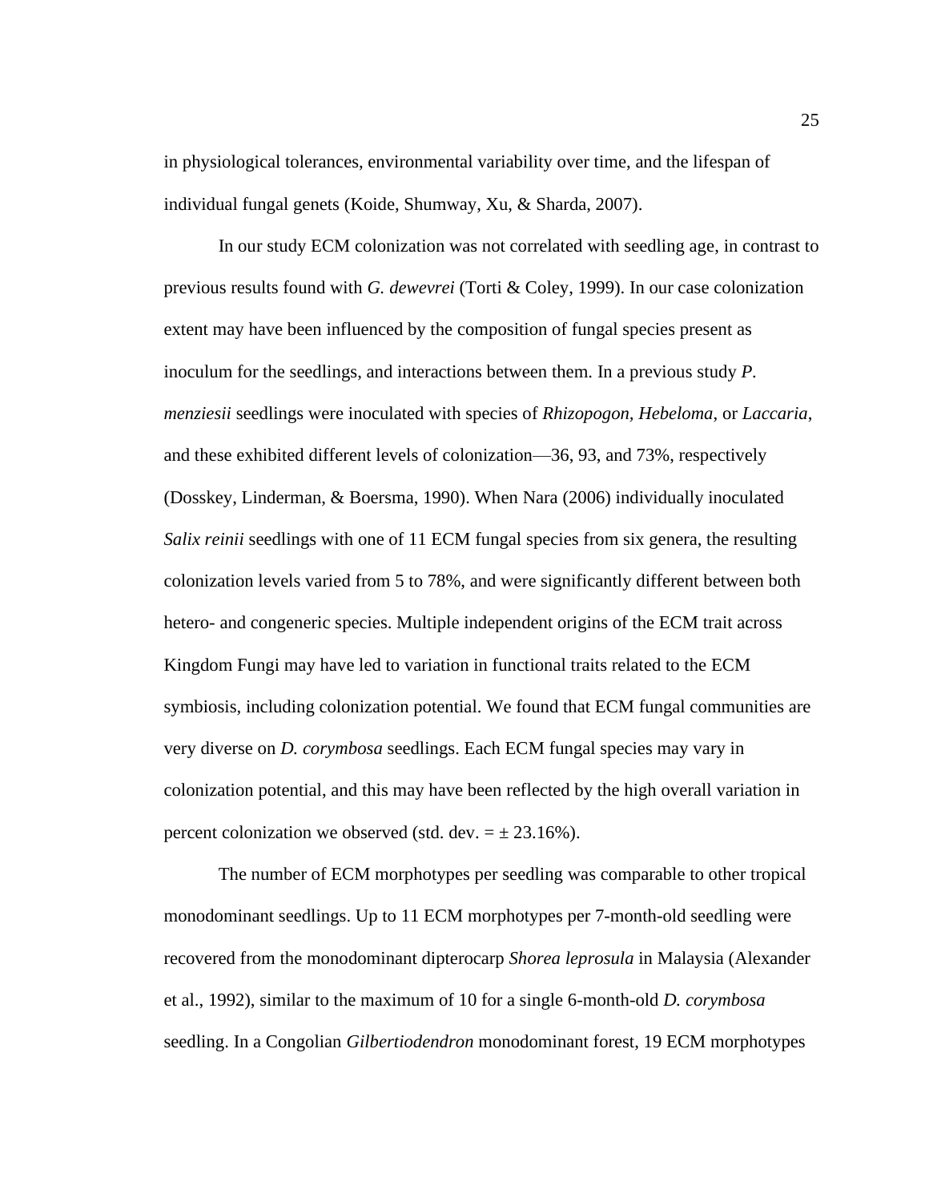in physiological tolerances, environmental variability over time, and the lifespan of individual fungal genets (Koide, Shumway, Xu, & Sharda, 2007).

In our study ECM colonization was not correlated with seedling age, in contrast to previous results found with *G. dewevrei* (Torti & Coley, 1999). In our case colonization extent may have been influenced by the composition of fungal species present as inoculum for the seedlings, and interactions between them. In a previous study *P. menziesii* seedlings were inoculated with species of *Rhizopogon, Hebeloma*, or *Laccaria*, and these exhibited different levels of colonization—36, 93, and 73%, respectively (Dosskey, Linderman, & Boersma, 1990). When Nara (2006) individually inoculated *Salix reinii* seedlings with one of 11 ECM fungal species from six genera, the resulting colonization levels varied from 5 to 78%, and were significantly different between both hetero- and congeneric species. Multiple independent origins of the ECM trait across Kingdom Fungi may have led to variation in functional traits related to the ECM symbiosis, including colonization potential. We found that ECM fungal communities are very diverse on *D. corymbosa* seedlings. Each ECM fungal species may vary in colonization potential, and this may have been reflected by the high overall variation in percent colonization we observed (std. dev. = ± 23.16%).

The number of ECM morphotypes per seedling was comparable to other tropical monodominant seedlings. Up to 11 ECM morphotypes per 7-month-old seedling were recovered from the monodominant dipterocarp *Shorea leprosula* in Malaysia (Alexander et al., 1992), similar to the maximum of 10 for a single 6-month-old *D. corymbosa* seedling. In a Congolian *Gilbertiodendron* monodominant forest, 19 ECM morphotypes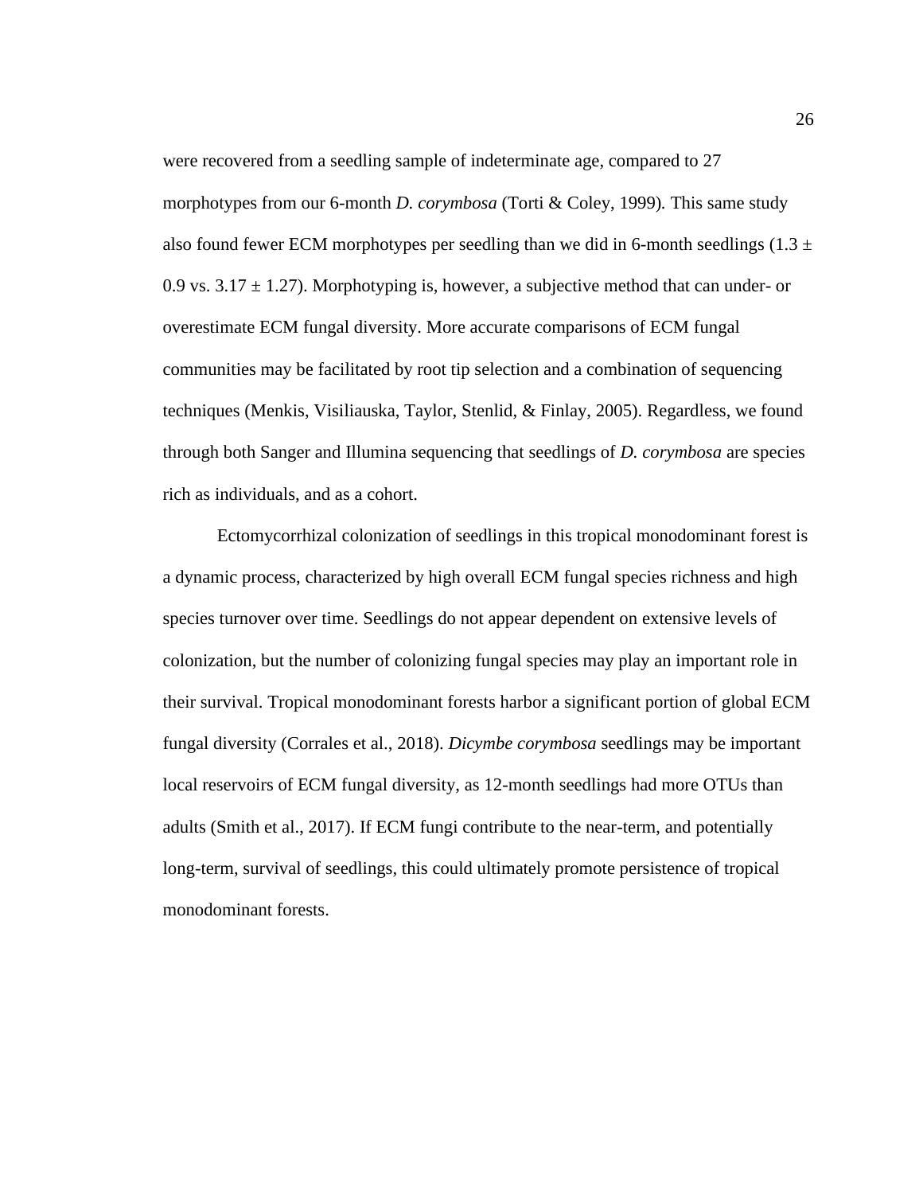were recovered from a seedling sample of indeterminate age, compared to 27 morphotypes from our 6-month *D. corymbosa* (Torti & Coley, 1999). This same study also found fewer ECM morphotypes per seedling than we did in 6-month seedlings ($1.3 \pm 0.9$ vs. $3.17 \pm 1.27$). Morphotyping is, however, a subjective method that can under- or overestimate ECM fungal diversity. More accurate comparisons of ECM fungal communities may be facilitated by root tip selection and a combination of sequencing techniques (Menkis, Visiliauska, Taylor, Stenlid, & Finlay, 2005). Regardless, we found through both Sanger and Illumina sequencing that seedlings of *D. corymbosa* are species rich as individuals, and as a cohort.

Ectomycorrhizal colonization of seedlings in this tropical monodominant forest is a dynamic process, characterized by high overall ECM fungal species richness and high species turnover over time. Seedlings do not appear dependent on extensive levels of colonization, but the number of colonizing fungal species may play an important role in their survival. Tropical monodominant forests harbor a significant portion of global ECM fungal diversity (Corrales et al., 2018). *Dicymbe corymbosa* seedlings may be important local reservoirs of ECM fungal diversity, as 12-month seedlings had more OTUs than adults (Smith et al., 2017). If ECM fungi contribute to the near-term, and potentially long-term, survival of seedlings, this could ultimately promote persistence of tropical monodominant forests.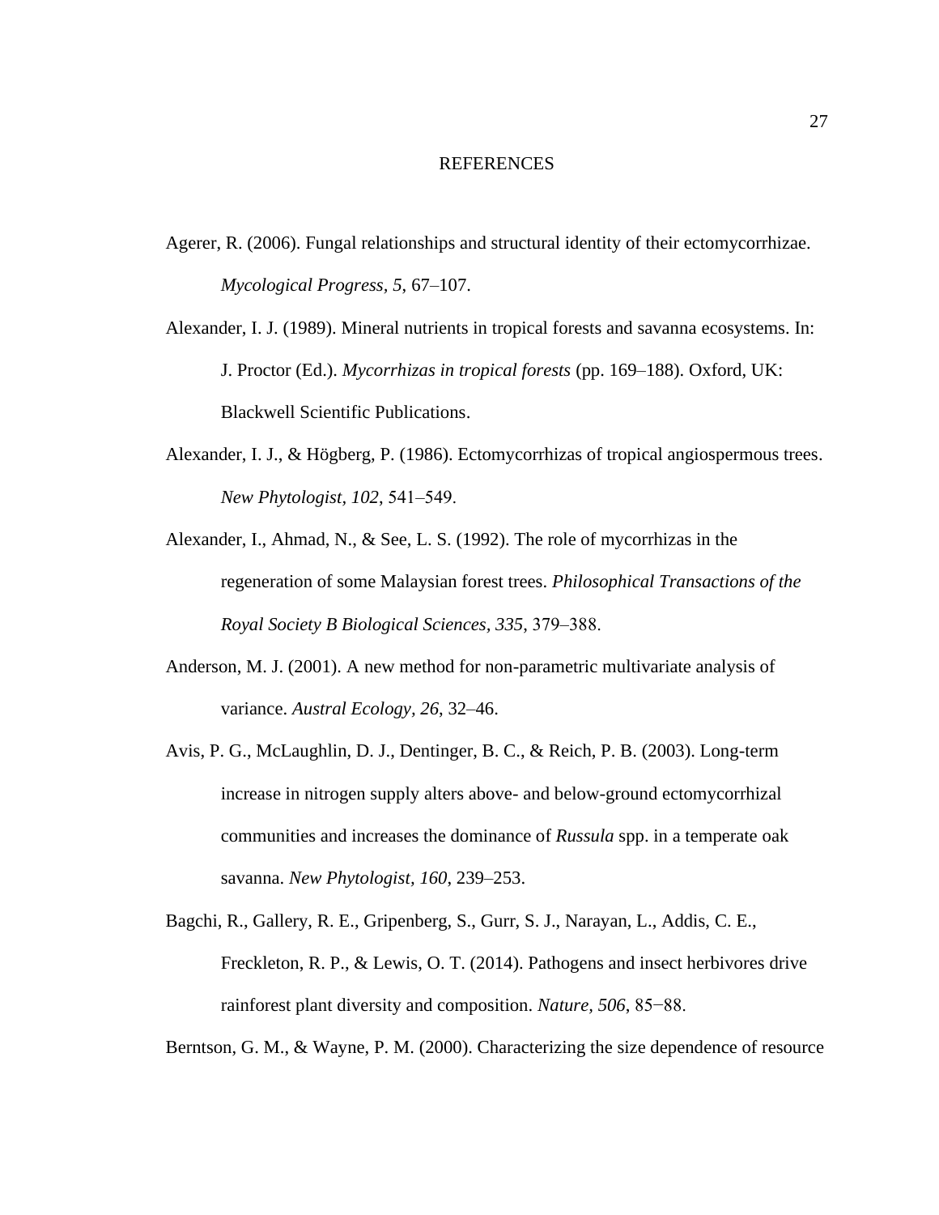# REFERENCES

Agerer, R. (2006). Fungal relationships and structural identity of their ectomycorrhizae. *Mycological Progress*, *5*, 67–107.

Alexander, I. J. (1989). Mineral nutrients in tropical forests and savanna ecosystems. In: J. Proctor (Ed.). *Mycorrhizas in tropical forests* (pp. 169–188). Oxford, UK: Blackwell Scientific Publications.

Alexander, I. J., & Högberg, P. (1986). Ectomycorrhizas of tropical angiospermous trees. *New Phytologist*, *102*, 541–549.

Alexander, I., Ahmad, N., & See, L. S. (1992). The role of mycorrhizas in the regeneration of some Malaysian forest trees. *Philosophical Transactions of the Royal Society B Biological Sciences*, *335*, 379–388.

Anderson, M. J. (2001). A new method for non-parametric multivariate analysis of variance. *Austral Ecology*, *26*, 32–46.

Avis, P. G., McLaughlin, D. J., Dentinger, B. C., & Reich, P. B. (2003). Long-term increase in nitrogen supply alters above- and below-ground ectomycorrhizal communities and increases the dominance of *Russula* spp. in a temperate oak savanna. *New Phytologist*, *160*, 239–253.

Bagchi, R., Gallery, R. E., Gripenberg, S., Gurr, S. J., Narayan, L., Addis, C. E., Freckleton, R. P., & Lewis, O. T. (2014). Pathogens and insect herbivores drive rainforest plant diversity and composition. *Nature*, *506*, 85−88.

Berntson, G. M., & Wayne, P. M. (2000). Characterizing the size dependence of resource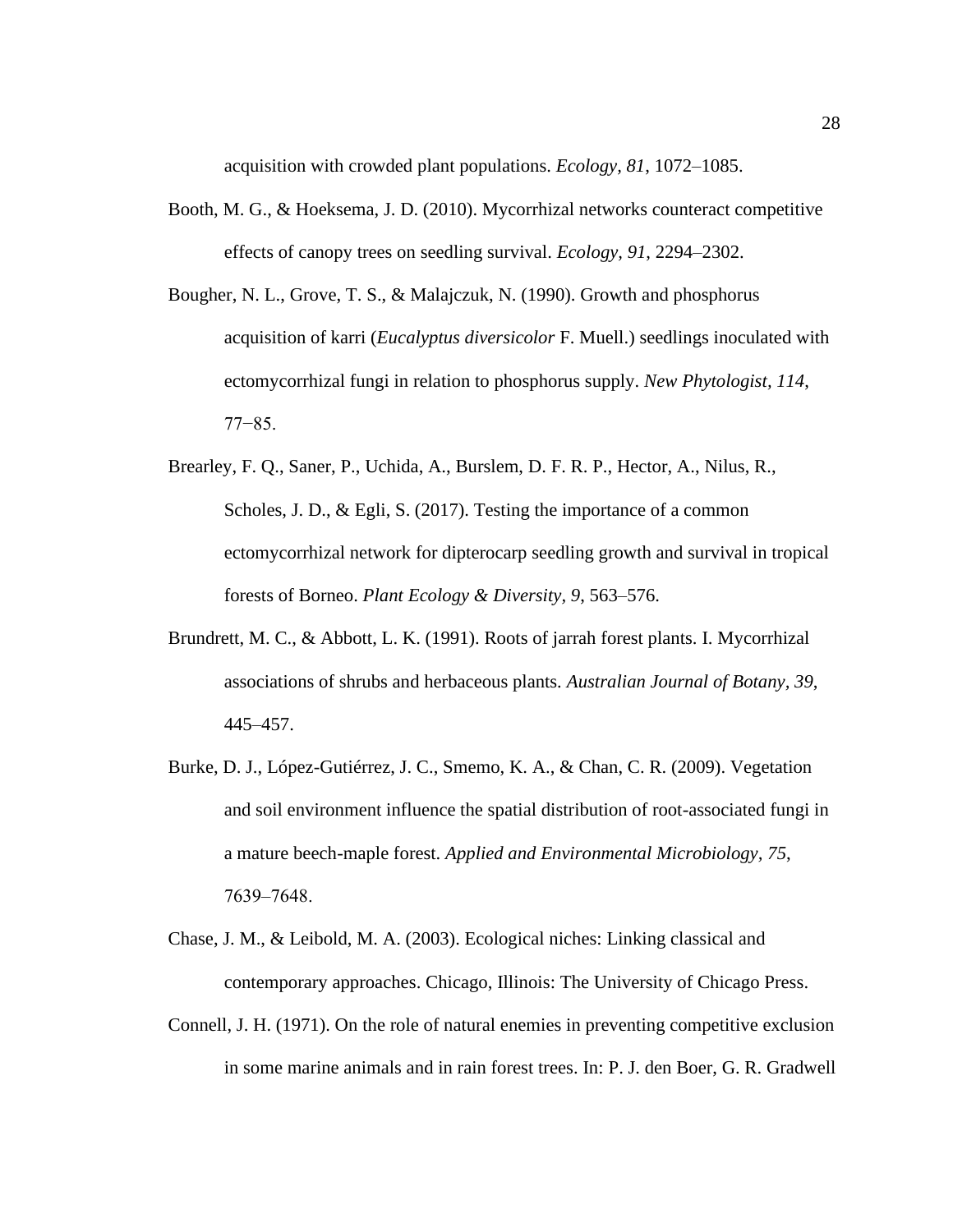acquisition with crowded plant populations. *Ecology*, *81*, 1072–1085.

Booth, M. G., & Hoeksema, J. D. (2010). Mycorrhizal networks counteract competitive effects of canopy trees on seedling survival. *Ecology*, *91*, 2294–2302.

Bougher, N. L., Grove, T. S., & Malajczuk, N. (1990). Growth and phosphorus acquisition of karri (*Eucalyptus diversicolor* F. Muell.) seedlings inoculated with ectomycorrhizal fungi in relation to phosphorus supply. *New Phytologist*, *114*, 77−85.

Brearley, F. Q., Saner, P., Uchida, A., Burslem, D. F. R. P., Hector, A., Nilus, R., Scholes, J. D., & Egli, S. (2017). Testing the importance of a common ectomycorrhizal network for dipterocarp seedling growth and survival in tropical forests of Borneo. *Plant Ecology & Diversity*, *9*, 563–576.

Brundrett, M. C., & Abbott, L. K. (1991). Roots of jarrah forest plants. I. Mycorrhizal associations of shrubs and herbaceous plants. *Australian Journal of Botany*, *39*, 445–457.

Burke, D. J., López-Gutiérrez, J. C., Smemo, K. A., & Chan, C. R. (2009). Vegetation and soil environment influence the spatial distribution of root-associated fungi in a mature beech-maple forest. *Applied and Environmental Microbiology*, *75*, 7639–7648.

Chase, J. M., & Leibold, M. A. (2003). Ecological niches: Linking classical and contemporary approaches. Chicago, Illinois: The University of Chicago Press.

Connell, J. H. (1971). On the role of natural enemies in preventing competitive exclusion in some marine animals and in rain forest trees. In: P. J. den Boer, G. R. Gradwell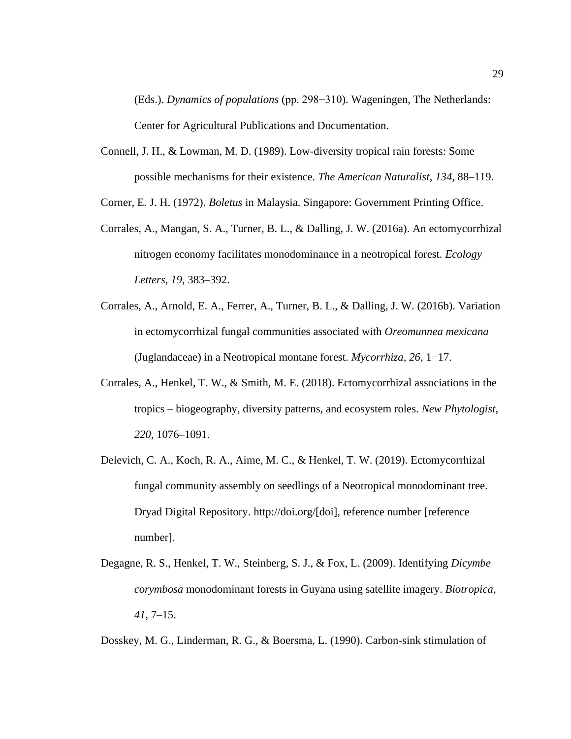(Eds.). *Dynamics of populations* (pp. 298−310). Wageningen, The Netherlands: Center for Agricultural Publications and Documentation.

Connell, J. H., & Lowman, M. D. (1989). Low-diversity tropical rain forests: Some possible mechanisms for their existence. *The American Naturalist, 134*, 88–119.

Corner, E. J. H. (1972). *Boletus* in Malaysia. Singapore: Government Printing Office.

Corrales, A., Mangan, S. A., Turner, B. L., & Dalling, J. W. (2016a). An ectomycorrhizal nitrogen economy facilitates monodominance in a neotropical forest. *Ecology Letters, 19*, 383–392.

Corrales, A., Arnold, E. A., Ferrer, A., Turner, B. L., & Dalling, J. W. (2016b). Variation in ectomycorrhizal fungal communities associated with *Oreomunnea mexicana* (Juglandaceae) in a Neotropical montane forest. *Mycorrhiza, 26*, 1−17.

Corrales, A., Henkel, T. W., & Smith, M. E. (2018). Ectomycorrhizal associations in the tropics – biogeography, diversity patterns, and ecosystem roles. *New Phytologist, 220*, 1076–1091.

Delevich, C. A., Koch, R. A., Aime, M. C., & Henkel, T. W. (2019). Ectomycorrhizal fungal community assembly on seedlings of a Neotropical monodominant tree. Dryad Digital Repository. http://doi.org/[doi], reference number [reference number].

Degagne, R. S., Henkel, T. W., Steinberg, S. J., & Fox, L. (2009). Identifying *Dicymbe corymbosa* monodominant forests in Guyana using satellite imagery. *Biotropica*, *41*, 7–15.

Dosskey, M. G., Linderman, R. G., & Boersma, L. (1990). Carbon-sink stimulation of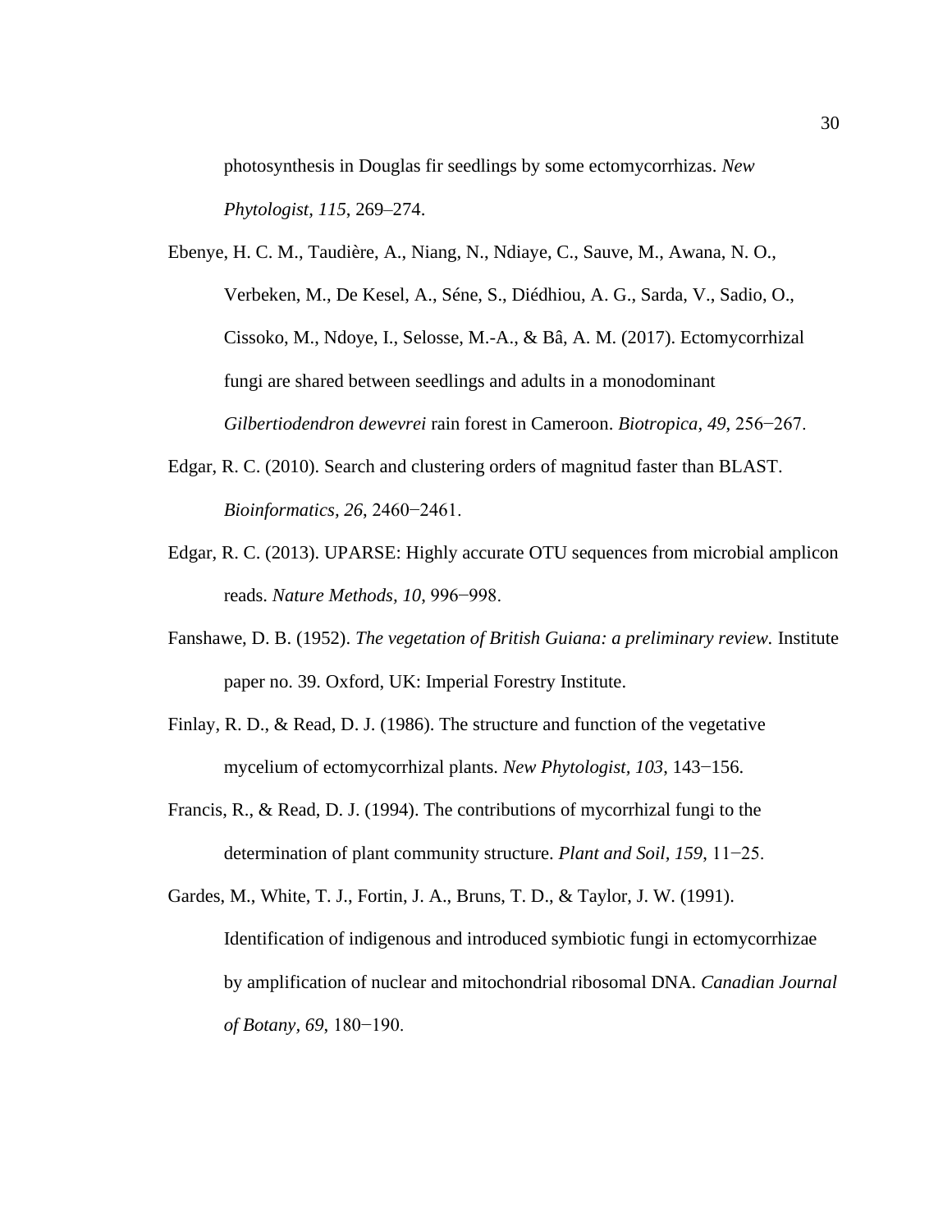photosynthesis in Douglas fir seedlings by some ectomycorrhizas. *New Phytologist*, *115*, 269–274.

Ebenye, H. C. M., Taudière, A., Niang, N., Ndiaye, C., Sauve, M., Awana, N. O., Verbeken, M., De Kesel, A., Séne, S., Diédhiou, A. G., Sarda, V., Sadio, O., Cissoko, M., Ndoye, I., Selosse, M.-A., & Bâ, A. M. (2017). Ectomycorrhizal fungi are shared between seedlings and adults in a monodominant *Gilbertiodendron dewevrei* rain forest in Cameroon. *Biotropica*, *49*, 256−267.

Edgar, R. C. (2010). Search and clustering orders of magnitud faster than BLAST. *Bioinformatics*, *26*, 2460−2461.

Edgar, R. C. (2013). UPARSE: Highly accurate OTU sequences from microbial amplicon reads. *Nature Methods*, *10*, 996−998.

Fanshawe, D. B. (1952). *The vegetation of British Guiana: a preliminary review.* Institute paper no. 39. Oxford, UK: Imperial Forestry Institute.

Finlay, R. D., & Read, D. J. (1986). The structure and function of the vegetative mycelium of ectomycorrhizal plants. *New Phytologist, 103*, 143−156.

Francis, R., & Read, D. J. (1994). The contributions of mycorrhizal fungi to the determination of plant community structure. *Plant and Soil, 159*, 11−25.

Gardes, M., White, T. J., Fortin, J. A., Bruns, T. D., & Taylor, J. W. (1991). Identification of indigenous and introduced symbiotic fungi in ectomycorrhizae by amplification of nuclear and mitochondrial ribosomal DNA. *Canadian Journal of Botany*, *69*, 180−190.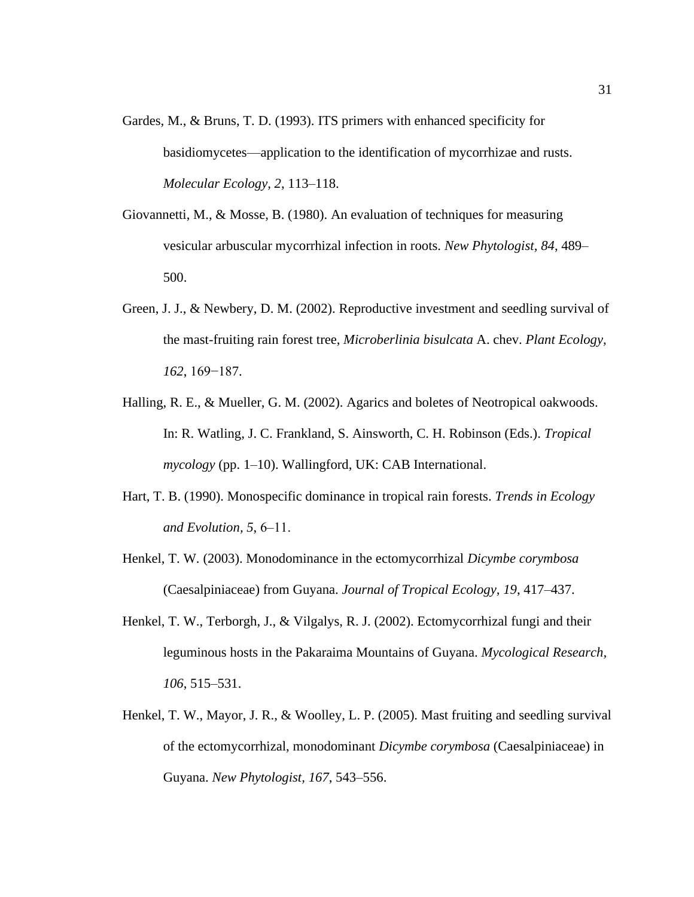Gardes, M., & Bruns, T. D. (1993). ITS primers with enhanced specificity for basidiomycetes—application to the identification of mycorrhizae and rusts. *Molecular Ecology, 2*, 113–118.

Giovannetti, M., & Mosse, B. (1980). An evaluation of techniques for measuring vesicular arbuscular mycorrhizal infection in roots. *New Phytologist, 84*, 489–500.

Green, J. J., & Newbery, D. M. (2002). Reproductive investment and seedling survival of the mast-fruiting rain forest tree, *Microberlinia bisulcata* A. chev. *Plant Ecology, 162*, 169−187.

Halling, R. E., & Mueller, G. M. (2002). Agarics and boletes of Neotropical oakwoods. In: R. Watling, J. C. Frankland, S. Ainsworth, C. H. Robinson (Eds.). *Tropical mycology* (pp. 1–10). Wallingford, UK: CAB International.

Hart, T. B. (1990). Monospecific dominance in tropical rain forests. *Trends in Ecology and Evolution, 5*, 6–11.

Henkel, T. W. (2003). Monodominance in the ectomycorrhizal *Dicymbe corymbosa* (Caesalpiniaceae) from Guyana. *Journal of Tropical Ecology, 19*, 417–437.

Henkel, T. W., Terborgh, J., & Vilgalys, R. J. (2002). Ectomycorrhizal fungi and their leguminous hosts in the Pakaraima Mountains of Guyana. *Mycological Research, 106*, 515–531.

Henkel, T. W., Mayor, J. R., & Woolley, L. P. (2005). Mast fruiting and seedling survival of the ectomycorrhizal, monodominant *Dicymbe corymbosa* (Caesalpiniaceae) in Guyana. *New Phytologist, 167*, 543–556.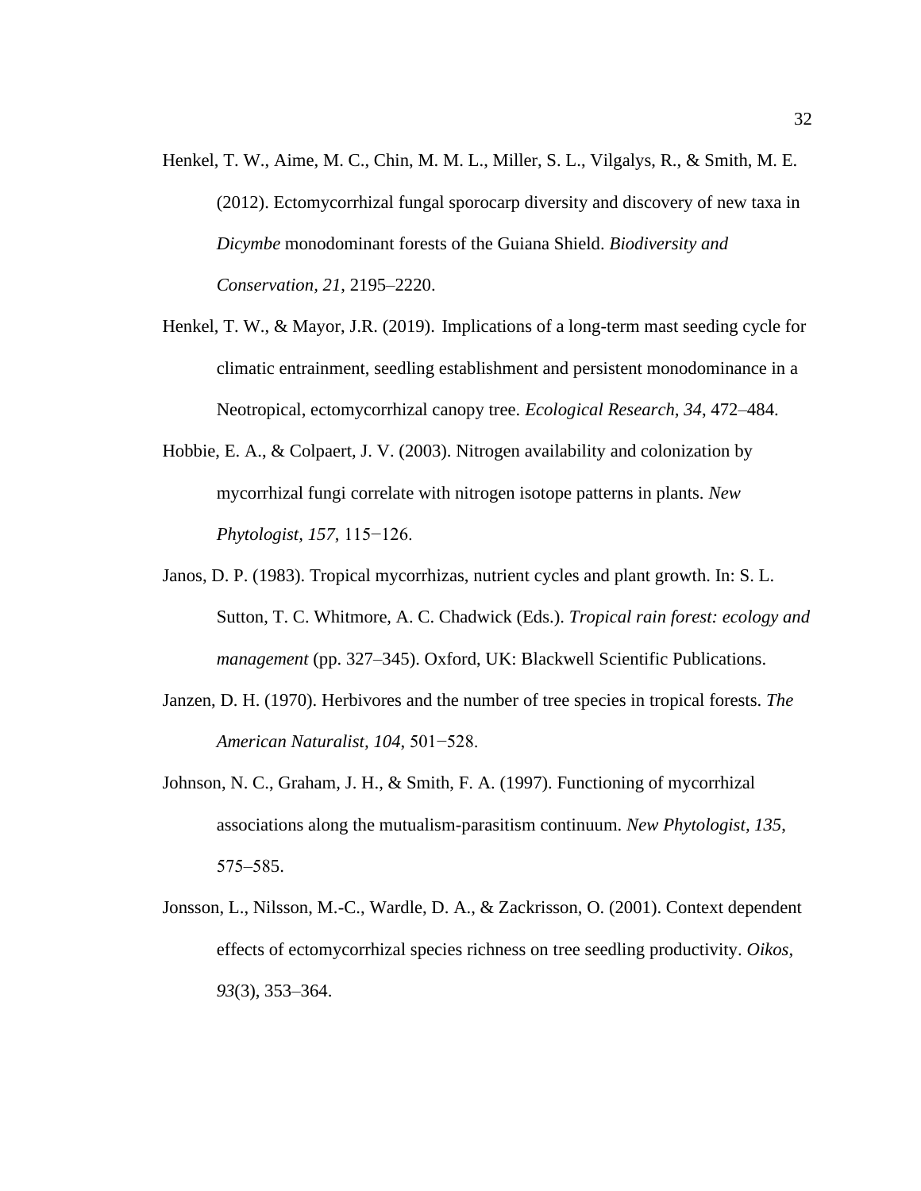Henkel, T. W., Aime, M. C., Chin, M. M. L., Miller, S. L., Vilgalys, R., & Smith, M. E. (2012). Ectomycorrhizal fungal sporocarp diversity and discovery of new taxa in *Dicymbe* monodominant forests of the Guiana Shield. *Biodiversity and Conservation, 21*, 2195–2220.

Henkel, T. W., & Mayor, J.R. (2019). Implications of a long-term mast seeding cycle for climatic entrainment, seedling establishment and persistent monodominance in a Neotropical, ectomycorrhizal canopy tree. *Ecological Research, 34*, 472–484.

Hobbie, E. A., & Colpaert, J. V. (2003). Nitrogen availability and colonization by mycorrhizal fungi correlate with nitrogen isotope patterns in plants. *New Phytologist, 157*, 115−126.

Janos, D. P. (1983). Tropical mycorrhizas, nutrient cycles and plant growth. In: S. L. Sutton, T. C. Whitmore, A. C. Chadwick (Eds.). *Tropical rain forest: ecology and management* (pp. 327–345). Oxford, UK: Blackwell Scientific Publications.

Janzen, D. H. (1970). Herbivores and the number of tree species in tropical forests. *The American Naturalist, 104*, 501−528.

Johnson, N. C., Graham, J. H., & Smith, F. A. (1997). Functioning of mycorrhizal associations along the mutualism-parasitism continuum. *New Phytologist, 135*, 575–585.

Jonsson, L., Nilsson, M.-C., Wardle, D. A., & Zackrisson, O. (2001). Context dependent effects of ectomycorrhizal species richness on tree seedling productivity. *Oikos, 93*(3), 353–364.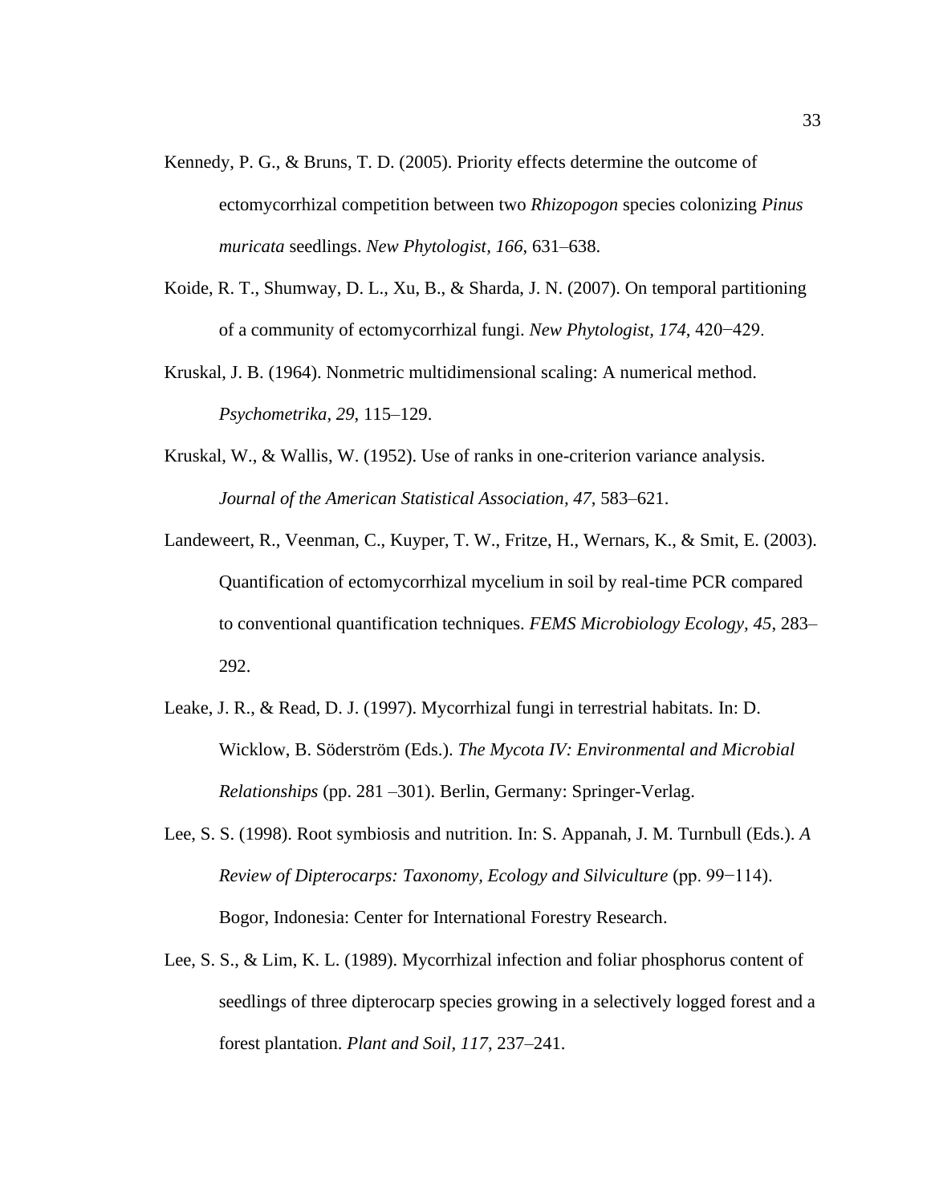Kennedy, P. G., & Bruns, T. D. (2005). Priority effects determine the outcome of ectomycorrhizal competition between two *Rhizopogon* species colonizing *Pinus muricata* seedlings. *New Phytologist, 166*, 631–638.

Koide, R. T., Shumway, D. L., Xu, B., & Sharda, J. N. (2007). On temporal partitioning of a community of ectomycorrhizal fungi. *New Phytologist, 174*, 420−429.

Kruskal, J. B. (1964). Nonmetric multidimensional scaling: A numerical method. *Psychometrika, 29*, 115–129.

Kruskal, W., & Wallis, W. (1952). Use of ranks in one-criterion variance analysis. *Journal of the American Statistical Association, 47*, 583–621.

Landeweert, R., Veenman, C., Kuyper, T. W., Fritze, H., Wernars, K., & Smit, E. (2003). Quantification of ectomycorrhizal mycelium in soil by real-time PCR compared to conventional quantification techniques. *FEMS Microbiology Ecology, 45*, 283–292.

Leake, J. R., & Read, D. J. (1997). Mycorrhizal fungi in terrestrial habitats. In: D. Wicklow, B. Söderström (Eds.). *The Mycota IV: Environmental and Microbial Relationships* (pp. 281 –301). Berlin, Germany: Springer-Verlag.

Lee, S. S. (1998). Root symbiosis and nutrition. In: S. Appanah, J. M. Turnbull (Eds.). *A Review of Dipterocarps: Taxonomy, Ecology and Silviculture* (pp. 99−114). Bogor, Indonesia: Center for International Forestry Research.

Lee, S. S., & Lim, K. L. (1989). Mycorrhizal infection and foliar phosphorus content of seedlings of three dipterocarp species growing in a selectively logged forest and a forest plantation. *Plant and Soil, 117*, 237–241.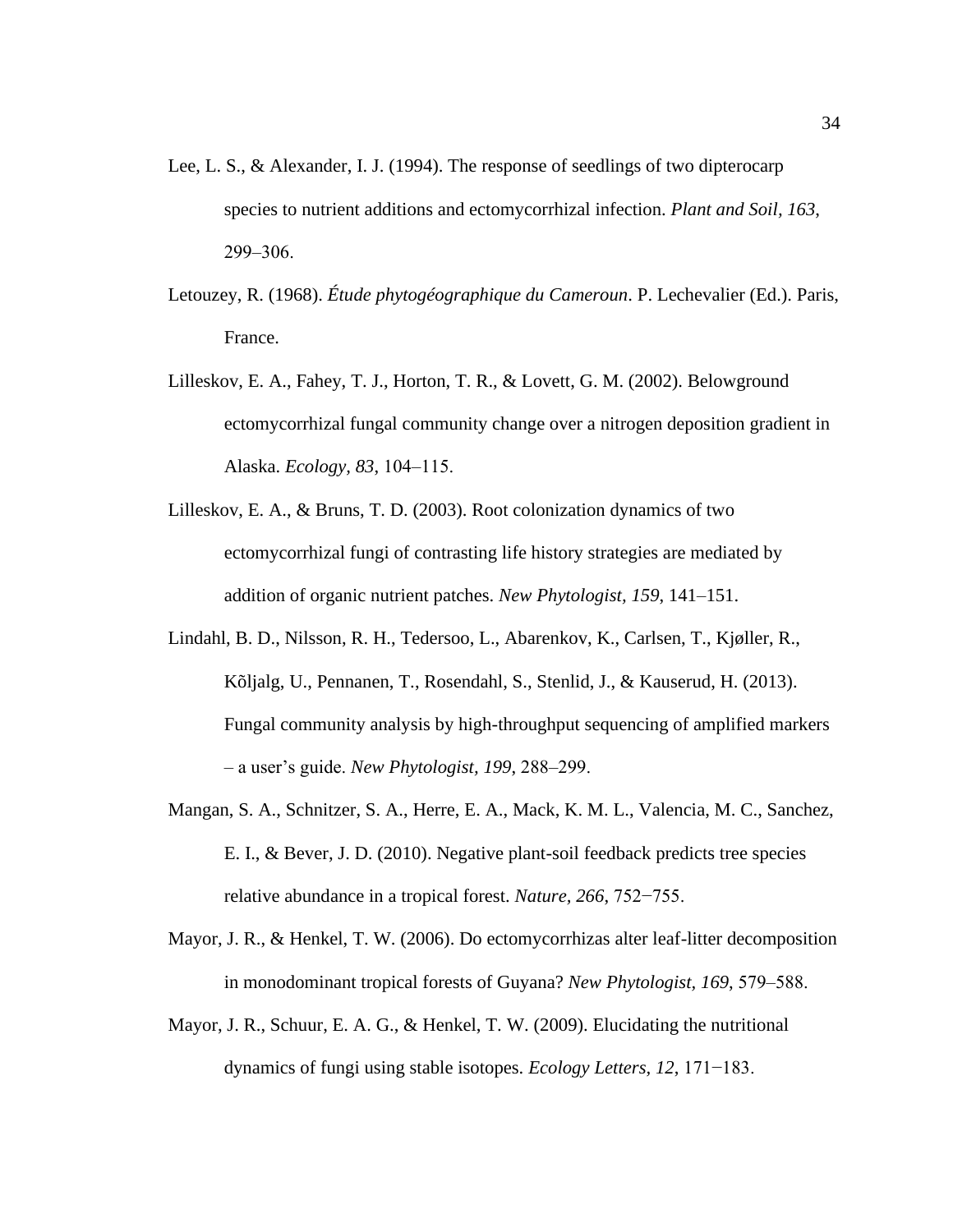Lee, L. S., & Alexander, I. J. (1994). The response of seedlings of two dipterocarp species to nutrient additions and ectomycorrhizal infection. *Plant and Soil, 163*, 299–306.

Letouzey, R. (1968). *Étude phytogéographique du Cameroun*. P. Lechevalier (Ed.). Paris, France.

Lilleskov, E. A., Fahey, T. J., Horton, T. R., & Lovett, G. M. (2002). Belowground ectomycorrhizal fungal community change over a nitrogen deposition gradient in Alaska. *Ecology, 83*, 104–115.

Lilleskov, E. A., & Bruns, T. D. (2003). Root colonization dynamics of two ectomycorrhizal fungi of contrasting life history strategies are mediated by addition of organic nutrient patches. *New Phytologist, 159*, 141–151.

Lindahl, B. D., Nilsson, R. H., Tedersoo, L., Abarenkov, K., Carlsen, T., Kjøller, R., Kõljalg, U., Pennanen, T., Rosendahl, S., Stenlid, J., & Kauserud, H. (2013). Fungal community analysis by high-throughput sequencing of amplified markers – a user's guide. *New Phytologist, 199*, 288–299.

Mangan, S. A., Schnitzer, S. A., Herre, E. A., Mack, K. M. L., Valencia, M. C., Sanchez, E. I., & Bever, J. D. (2010). Negative plant-soil feedback predicts tree species relative abundance in a tropical forest. *Nature, 266*, 752−755.

Mayor, J. R., & Henkel, T. W. (2006). Do ectomycorrhizas alter leaf-litter decomposition in monodominant tropical forests of Guyana? *New Phytologist, 169*, 579–588.

Mayor, J. R., Schuur, E. A. G., & Henkel, T. W. (2009). Elucidating the nutritional dynamics of fungi using stable isotopes. *Ecology Letters, 12*, 171−183.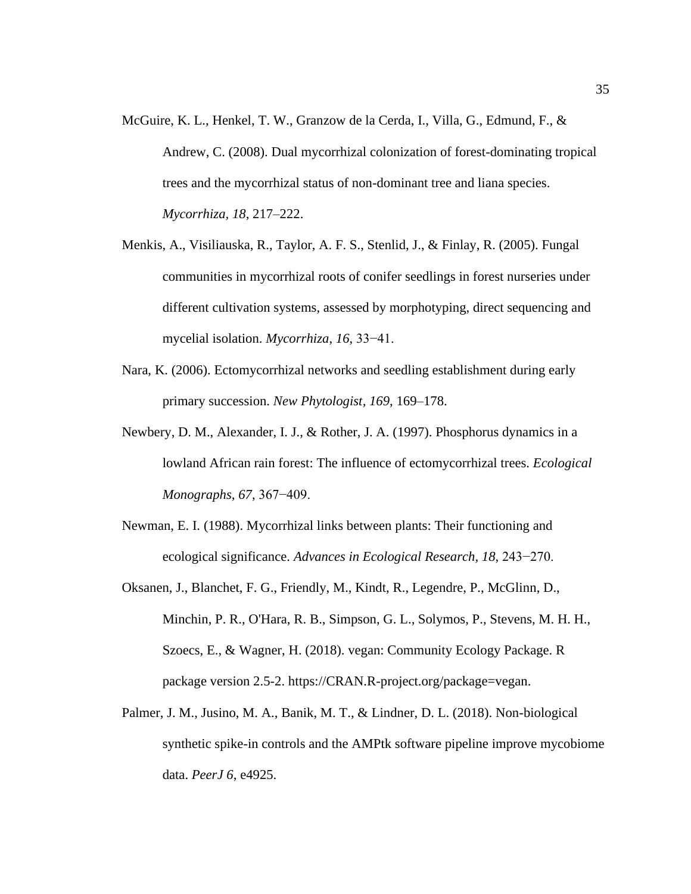McGuire, K. L., Henkel, T. W., Granzow de la Cerda, I., Villa, G., Edmund, F., & Andrew, C. (2008). Dual mycorrhizal colonization of forest-dominating tropical trees and the mycorrhizal status of non-dominant tree and liana species. *Mycorrhiza, 18*, 217–222.

Menkis, A., Visiliauska, R., Taylor, A. F. S., Stenlid, J., & Finlay, R. (2005). Fungal communities in mycorrhizal roots of conifer seedlings in forest nurseries under different cultivation systems, assessed by morphotyping, direct sequencing and mycelial isolation. *Mycorrhiza, 16*, 33−41.

Nara, K. (2006). Ectomycorrhizal networks and seedling establishment during early primary succession. *New Phytologist, 169*, 169–178.

Newbery, D. M., Alexander, I. J., & Rother, J. A. (1997). Phosphorus dynamics in a lowland African rain forest: The influence of ectomycorrhizal trees. *Ecological Monographs, 67*, 367−409.

Newman, E. I. (1988). Mycorrhizal links between plants: Their functioning and ecological significance. *Advances in Ecological Research, 18*, 243−270.

Oksanen, J., Blanchet, F. G., Friendly, M., Kindt, R., Legendre, P., McGlinn, D., Minchin, P. R., O'Hara, R. B., Simpson, G. L., Solymos, P., Stevens, M. H. H., Szoecs, E., & Wagner, H. (2018). vegan: Community Ecology Package. R package version 2.5-2. https://CRAN.R-project.org/package=vegan.

Palmer, J. M., Jusino, M. A., Banik, M. T., & Lindner, D. L. (2018). Non-biological synthetic spike-in controls and the AMPtk software pipeline improve mycobiome data. *PeerJ 6*, e4925.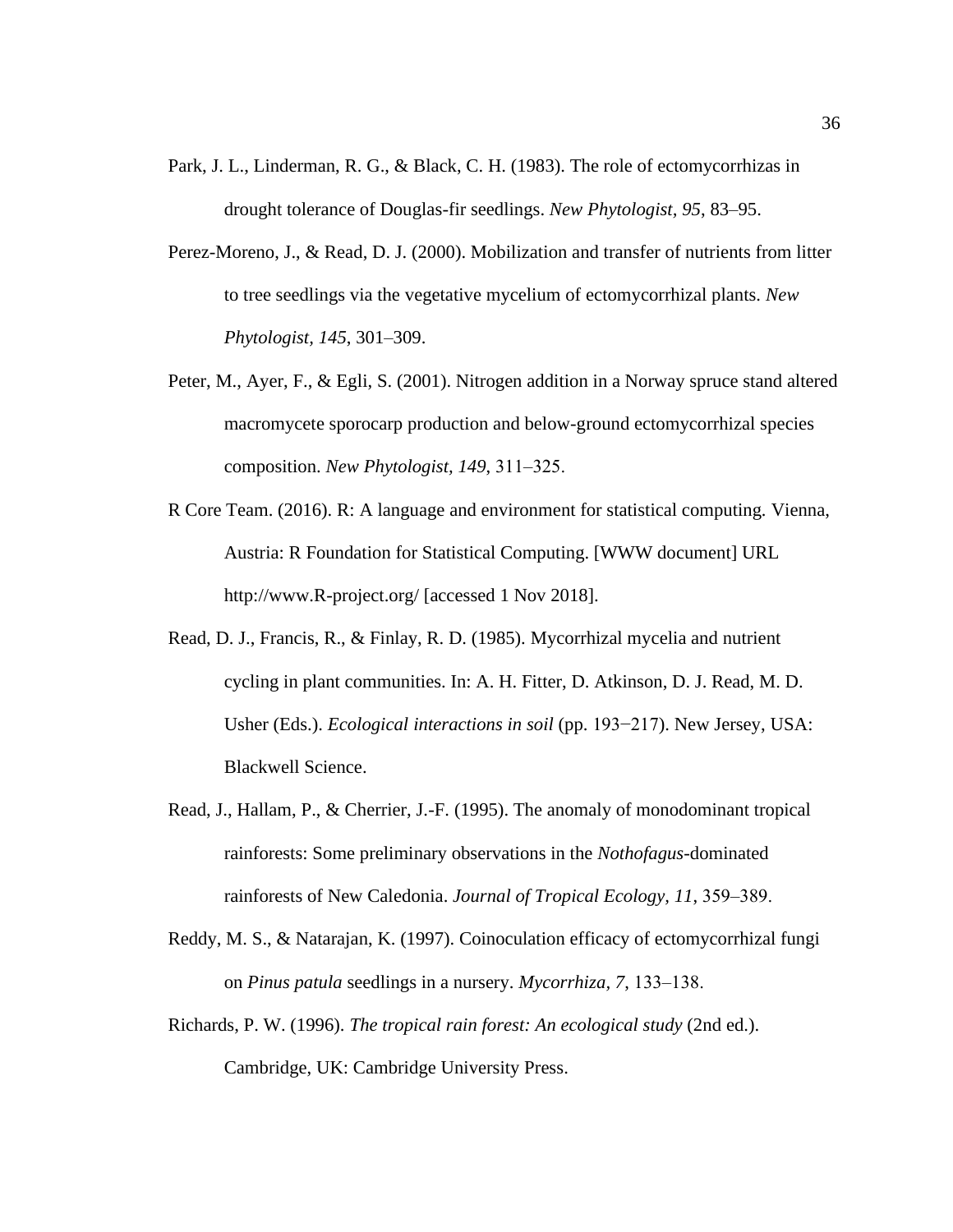Park, J. L., Linderman, R. G., & Black, C. H. (1983). The role of ectomycorrhizas in drought tolerance of Douglas-fir seedlings. *New Phytologist, 95*, 83–95.

Perez-Moreno, J., & Read, D. J. (2000). Mobilization and transfer of nutrients from litter to tree seedlings via the vegetative mycelium of ectomycorrhizal plants. *New Phytologist, 145*, 301–309.

Peter, M., Ayer, F., & Egli, S. (2001). Nitrogen addition in a Norway spruce stand altered macromycete sporocarp production and below-ground ectomycorrhizal species composition. *New Phytologist, 149*, 311–325.

R Core Team. (2016). R: A language and environment for statistical computing. Vienna, Austria: R Foundation for Statistical Computing. [WWW document] URL http://www.R-project.org/ [accessed 1 Nov 2018].

Read, D. J., Francis, R., & Finlay, R. D. (1985). Mycorrhizal mycelia and nutrient cycling in plant communities. In: A. H. Fitter, D. Atkinson, D. J. Read, M. D. Usher (Eds.). *Ecological interactions in soil* (pp. 193−217). New Jersey, USA: Blackwell Science.

Read, J., Hallam, P., & Cherrier, J.-F. (1995). The anomaly of monodominant tropical rainforests: Some preliminary observations in the *Nothofagus*-dominated rainforests of New Caledonia. *Journal of Tropical Ecology, 11*, 359–389.

Reddy, M. S., & Natarajan, K. (1997). Coinoculation efficacy of ectomycorrhizal fungi on *Pinus patula* seedlings in a nursery. *Mycorrhiza, 7*, 133–138.

Richards, P. W. (1996). *The tropical rain forest: An ecological study* (2nd ed.). Cambridge, UK: Cambridge University Press.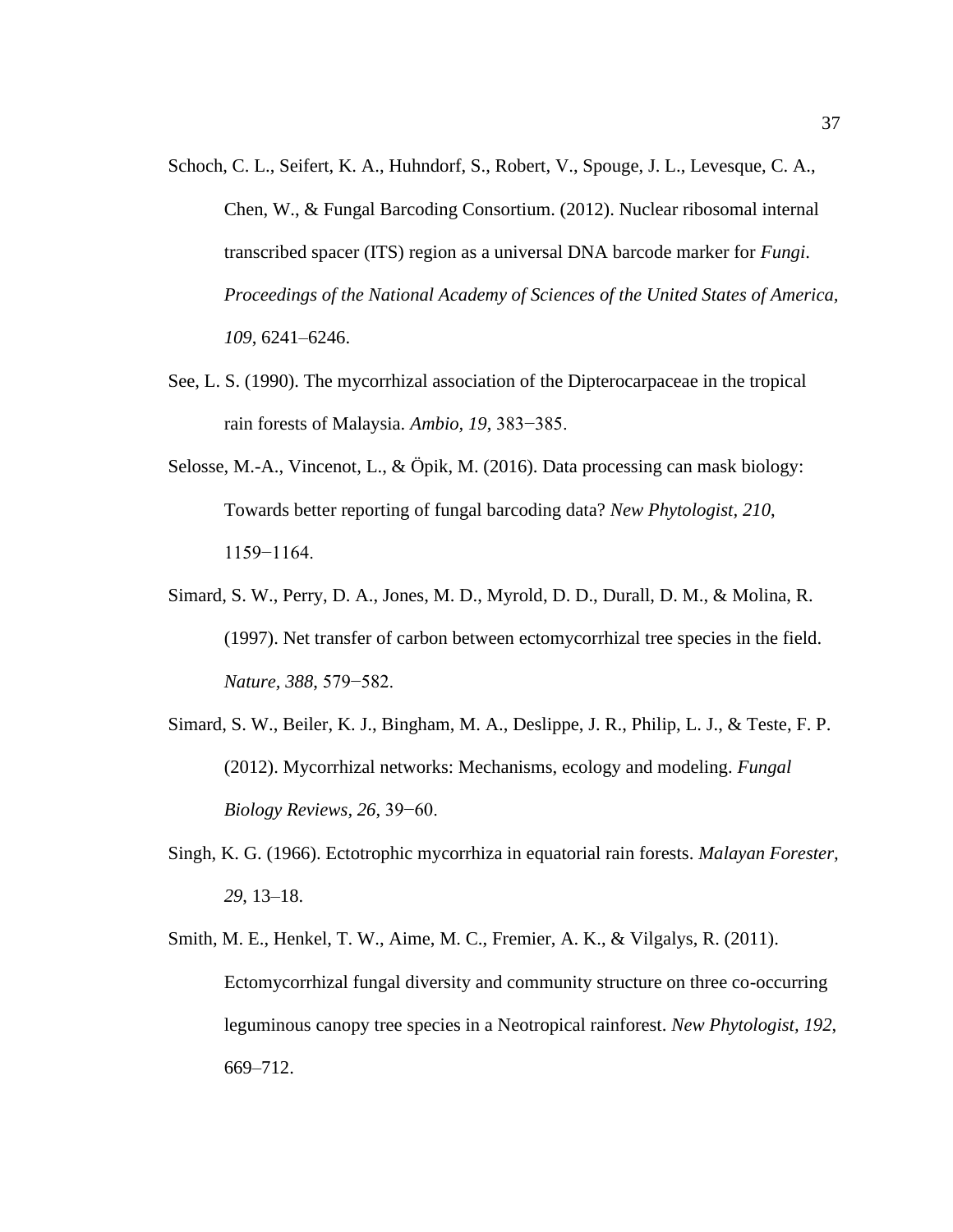Schoch, C. L., Seifert, K. A., Huhndorf, S., Robert, V., Spouge, J. L., Levesque, C. A., Chen, W., & Fungal Barcoding Consortium. (2012). Nuclear ribosomal internal transcribed spacer (ITS) region as a universal DNA barcode marker for *Fungi*. *Proceedings of the National Academy of Sciences of the United States of America, 109*, 6241–6246.

See, L. S. (1990). The mycorrhizal association of the Dipterocarpaceae in the tropical rain forests of Malaysia. *Ambio, 19*, 383−385.

Selosse, M.-A., Vincenot, L., & Öpik, M. (2016). Data processing can mask biology: Towards better reporting of fungal barcoding data? *New Phytologist, 210*, 1159−1164.

Simard, S. W., Perry, D. A., Jones, M. D., Myrold, D. D., Durall, D. M., & Molina, R. (1997). Net transfer of carbon between ectomycorrhizal tree species in the field. *Nature, 388*, 579−582.

Simard, S. W., Beiler, K. J., Bingham, M. A., Deslippe, J. R., Philip, L. J., & Teste, F. P. (2012). Mycorrhizal networks: Mechanisms, ecology and modeling. *Fungal Biology Reviews, 26*, 39−60.

Singh, K. G. (1966). Ectotrophic mycorrhiza in equatorial rain forests. *Malayan Forester, 29*, 13–18.

Smith, M. E., Henkel, T. W., Aime, M. C., Fremier, A. K., & Vilgalys, R. (2011). Ectomycorrhizal fungal diversity and community structure on three co-occurring leguminous canopy tree species in a Neotropical rainforest. *New Phytologist, 192*, 669–712.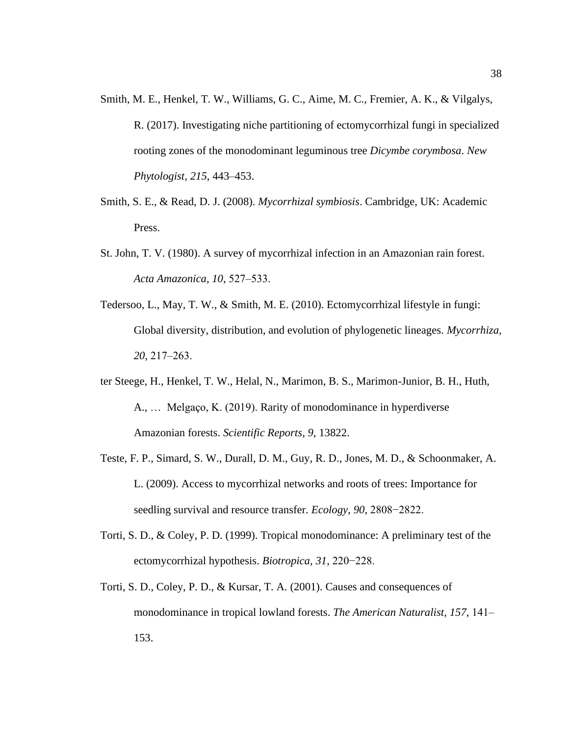Smith, M. E., Henkel, T. W., Williams, G. C., Aime, M. C., Fremier, A. K., & Vilgalys, R. (2017). Investigating niche partitioning of ectomycorrhizal fungi in specialized rooting zones of the monodominant leguminous tree *Dicymbe corymbosa*. *New Phytologist*, *215*, 443–453.

Smith, S. E., & Read, D. J. (2008). *Mycorrhizal symbiosis*. Cambridge, UK: Academic Press.

St. John, T. V. (1980). A survey of mycorrhizal infection in an Amazonian rain forest. *Acta Amazonica, 10*, 527–533.

Tedersoo, L., May, T. W., & Smith, M. E. (2010). Ectomycorrhizal lifestyle in fungi: Global diversity, distribution, and evolution of phylogenetic lineages. *Mycorrhiza, 20*, 217–263.

ter Steege, H., Henkel, T. W., Helal, N., Marimon, B. S., Marimon-Junior, B. H., Huth, A., … Melgaço, K. (2019). Rarity of monodominance in hyperdiverse Amazonian forests. *Scientific Reports, 9*, 13822.

Teste, F. P., Simard, S. W., Durall, D. M., Guy, R. D., Jones, M. D., & Schoonmaker, A. L. (2009). Access to mycorrhizal networks and roots of trees: Importance for seedling survival and resource transfer. *Ecology, 90*, 2808−2822.

Torti, S. D., & Coley, P. D. (1999). Tropical monodominance: A preliminary test of the ectomycorrhizal hypothesis. *Biotropica, 31*, 220−228.

Torti, S. D., Coley, P. D., & Kursar, T. A. (2001). Causes and consequences of monodominance in tropical lowland forests. *The American Naturalist, 157*, 141–153.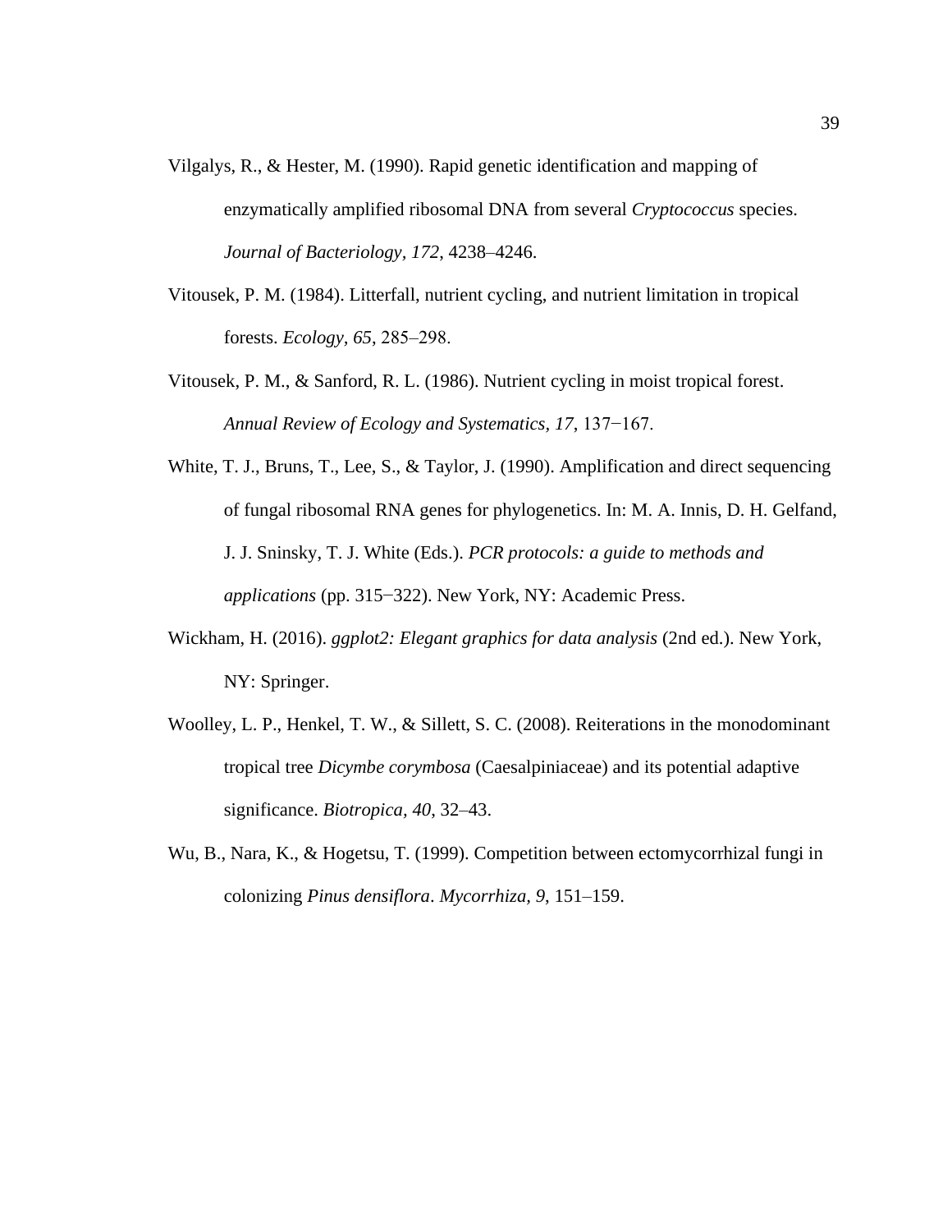Vilgalys, R., & Hester, M. (1990). Rapid genetic identification and mapping of enzymatically amplified ribosomal DNA from several *Cryptococcus* species. *Journal of Bacteriology, 172*, 4238–4246.

Vitousek, P. M. (1984). Litterfall, nutrient cycling, and nutrient limitation in tropical forests. *Ecology, 65*, 285–298.

Vitousek, P. M., & Sanford, R. L. (1986). Nutrient cycling in moist tropical forest. *Annual Review of Ecology and Systematics, 17*, 137−167.

White, T. J., Bruns, T., Lee, S., & Taylor, J. (1990). Amplification and direct sequencing of fungal ribosomal RNA genes for phylogenetics. In: M. A. Innis, D. H. Gelfand, J. J. Sninsky, T. J. White (Eds.). *PCR protocols: a guide to methods and applications* (pp. 315−322). New York, NY: Academic Press.

Wickham, H. (2016). *ggplot2: Elegant graphics for data analysis* (2nd ed.). New York, NY: Springer.

Woolley, L. P., Henkel, T. W., & Sillett, S. C. (2008). Reiterations in the monodominant tropical tree *Dicymbe corymbosa* (Caesalpiniaceae) and its potential adaptive significance. *Biotropica, 40*, 32–43.

Wu, B., Nara, K., & Hogetsu, T. (1999). Competition between ectomycorrhizal fungi in colonizing *Pinus densiflora*. *Mycorrhiza, 9*, 151–159.